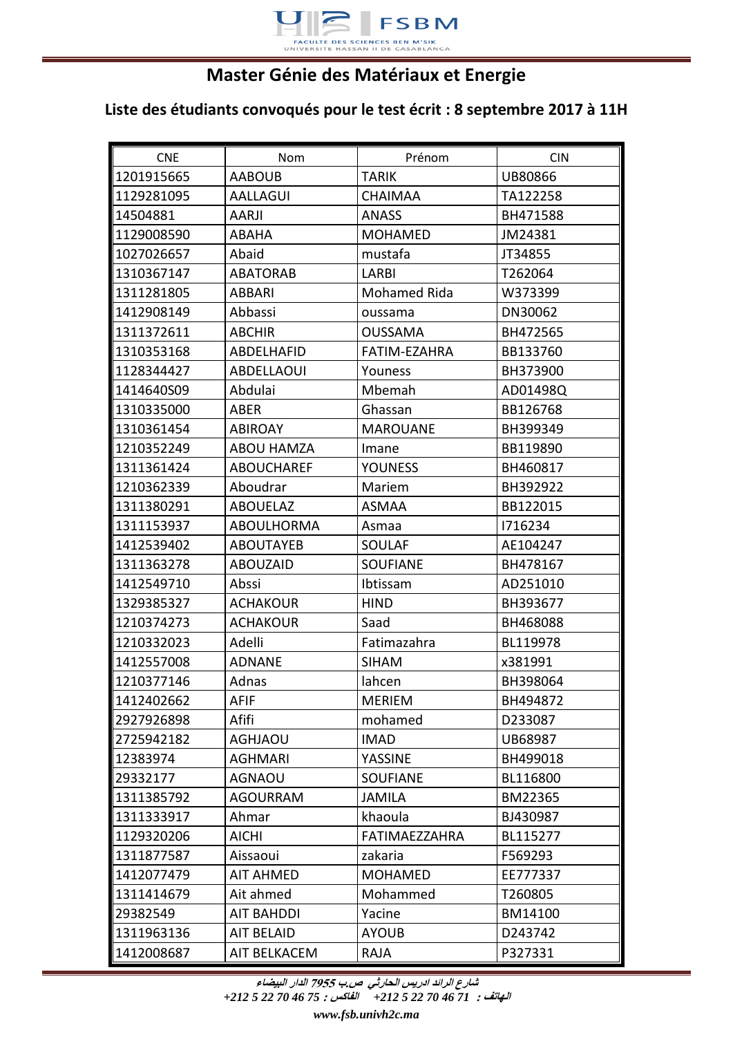# Master Génie des Matériaux et Energie

## Liste des étudiants convoqués pour le test écrit : 8 septembre 2017 à 11H

| CNE | Nom | Prénom | CIN |
|---|---|---|---|
| 1201915665 | AABOUB | TARIK | UB80866 |
| 1129281095 | AALLAGUI | CHAIMAA | TA122258 |
| 14504881 | AARJI | ANASS | BH471588 |
| 1129008590 | ABAHA | MOHAMED | JM24381 |
| 1027026657 | Abaid | mustafa | JT34855 |
| 1310367147 | ABATORAB | LARBI | T262064 |
| 1311281805 | ABBARI | Mohamed Rida | W373399 |
| 1412908149 | Abbassi | oussama | DN30062 |
| 1311372611 | ABCHIR | OUSSAMA | BH472565 |
| 1310353168 | ABDELHAFID | FATIM-EZAHRA | BB133760 |
| 1128344427 | ABDELLAOUI | Youness | BH373900 |
| 1414640S09 | Abdulai | Mbemah | AD01498Q |
| 1310335000 | ABER | Ghassan | BB126768 |
| 1310361454 | ABIROAY | MAROUANE | BH399349 |
| 1210352249 | ABOU HAMZA | Imane | BB119890 |
| 1311361424 | ABOUCHAREF | YOUNESS | BH460817 |
| 1210362339 | Aboudrar | Mariem | BH392922 |
| 1311380291 | ABOUELAZ | ASMAA | BB122015 |
| 1311153937 | ABOULHORMA | Asmaa | I716234 |
| 1412539402 | ABOUTAYEB | SOULAF | AE104247 |
| 1311363278 | ABOUZAID | SOUFIANE | BH478167 |
| 1412549710 | Abssi | Ibtissam | AD251010 |
| 1329385327 | ACHAKOUR | HIND | BH393677 |
| 1210374273 | ACHAKOUR | Saad | BH468088 |
| 1210332023 | Adelli | Fatimazahra | BL119978 |
| 1412557008 | ADNANE | SIHAM | x381991 |
| 1210377146 | Adnas | lahcen | BH398064 |
| 1412402662 | AFIF | MERIEM | BH494872 |
| 2927926898 | Afifi | mohamed | D233087 |
| 2725942182 | AGHJAOU | IMAD | UB68987 |
| 12383974 | AGHMARI | YASSINE | BH499018 |
| 29332177 | AGNAOU | SOUFIANE | BL116800 |
| 1311385792 | AGOURRAM | JAMILA | BM22365 |
| 1311333917 | Ahmar | khaoula | BJ430987 |
| 1129320206 | AICHI | FATIMAEZZAHRA | BL115277 |
| 1311877587 | Aissaoui | zakaria | F569293 |
| 1412077479 | AIT AHMED | MOHAMED | EE777337 |
| 1311414679 | Ait ahmed | Mohammed | T260805 |
| 29382549 | AIT BAHDDI | Yacine | BM14100 |
| 1311963136 | AIT BELAID | AYOUB | D243742 |
| 1412008687 | AIT BELKACEM | RAJA | P327331 |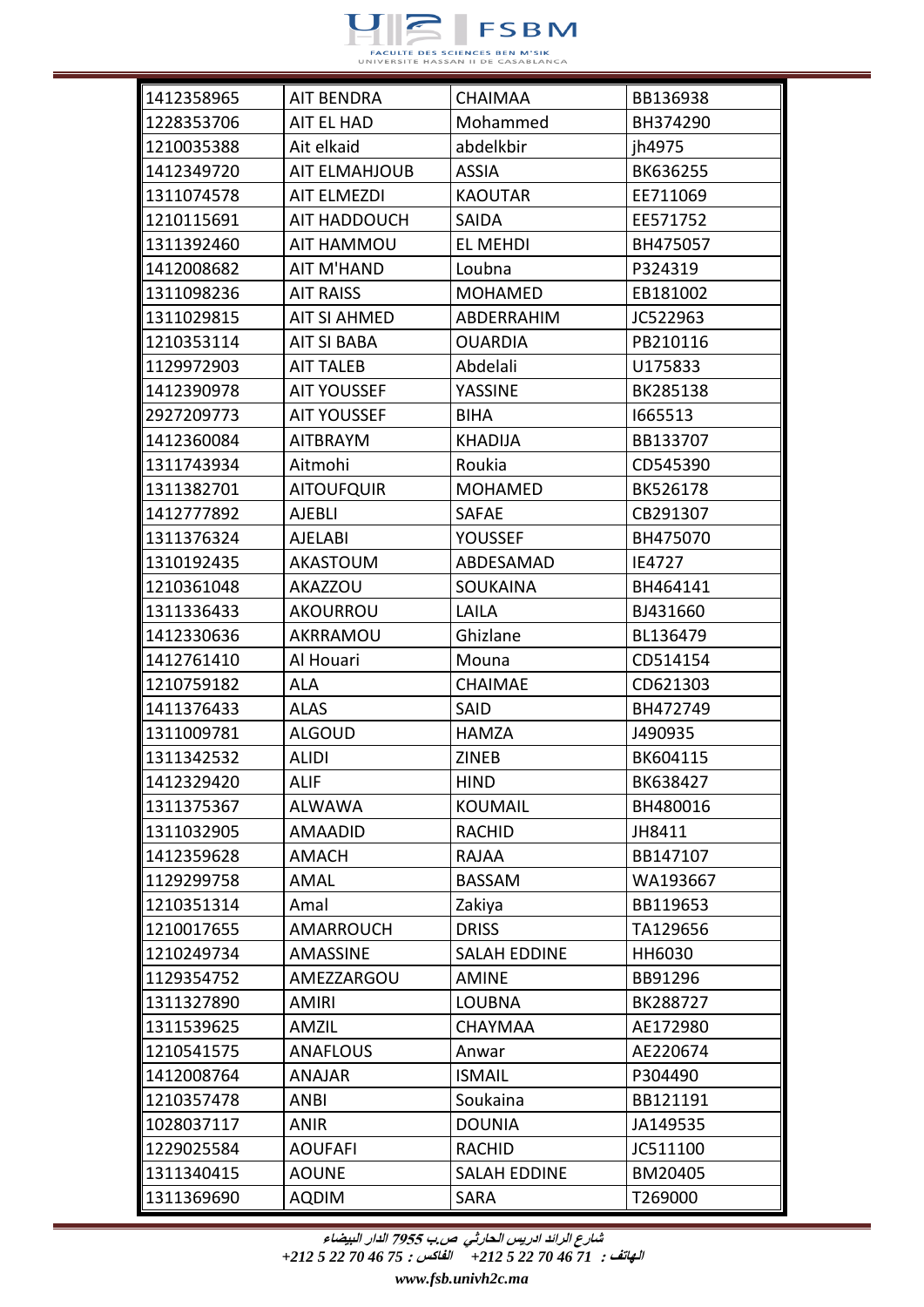| 1412358965 | AIT BENDRA | CHAIMAA | BB136938 |
|---|---|---|---|
| 1228353706 | AIT EL HAD | Mohammed | BH374290 |
| 1210035388 | Ait elkaid | abdelkbir | jh4975 |
| 1412349720 | AIT ELMAHJOUB | ASSIA | BK636255 |
| 1311074578 | AIT ELMEZDI | KAOUTAR | EE711069 |
| 1210115691 | AIT HADDOUCH | SAIDA | EE571752 |
| 1311392460 | AIT HAMMOU | EL MEHDI | BH475057 |
| 1412008682 | AIT M'HAND | Loubna | P324319 |
| 1311098236 | AIT RAISS | MOHAMED | EB181002 |
| 1311029815 | AIT SI AHMED | ABDERRAHIM | JC522963 |
| 1210353114 | AIT SI BABA | OUARDIA | PB210116 |
| 1129972903 | AIT TALEB | Abdelali | U175833 |
| 1412390978 | AIT YOUSSEF | YASSINE | BK285138 |
| 2927209773 | AIT YOUSSEF | BIHA | I665513 |
| 1412360084 | AITBRAYM | KHADIJA | BB133707 |
| 1311743934 | Aitmohi | Roukia | CD545390 |
| 1311382701 | AITOUFQUIR | MOHAMED | BK526178 |
| 1412777892 | AJEBLI | SAFAE | CB291307 |
| 1311376324 | AJELABI | YOUSSEF | BH475070 |
| 1310192435 | AKASTOUM | ABDESAMAD | IE4727 |
| 1210361048 | AKAZZOU | SOUKAINA | BH464141 |
| 1311336433 | AKOURROU | LAILA | BJ431660 |
| 1412330636 | AKRRAMOU | Ghizlane | BL136479 |
| 1412761410 | Al Houari | Mouna | CD514154 |
| 1210759182 | ALA | CHAIMAE | CD621303 |
| 1411376433 | ALAS | SAID | BH472749 |
| 1311009781 | ALGOUD | HAMZA | J490935 |
| 1311342532 | ALIDI | ZINEB | BK604115 |
| 1412329420 | ALIF | HIND | BK638427 |
| 1311375367 | ALWAWA | KOUMAIL | BH480016 |
| 1311032905 | AMAADID | RACHID | JH8411 |
| 1412359628 | AMACH | RAJAA | BB147107 |
| 1129299758 | AMAL | BASSAM | WA193667 |
| 1210351314 | Amal | Zakiya | BB119653 |
| 1210017655 | AMARROUCH | DRISS | TA129656 |
| 1210249734 | AMASSINE | SALAH EDDINE | HH6030 |
| 1129354752 | AMEZZARGOU | AMINE | BB91296 |
| 1311327890 | AMIRI | LOUBNA | BK288727 |
| 1311539625 | AMZIL | CHAYMAA | AE172980 |
| 1210541575 | ANAFLOUS | Anwar | AE220674 |
| 1412008764 | ANAJAR | ISMAIL | P304490 |
| 1210357478 | ANBI | Soukaina | BB121191 |
| 1028037117 | ANIR | DOUNIA | JA149535 |
| 1229025584 | AOUFAFI | RACHID | JC511100 |
| 1311340415 | AOUNE | SALAH EDDINE | BM20405 |
| 1311369690 | AQDIM | SARA | T269000 |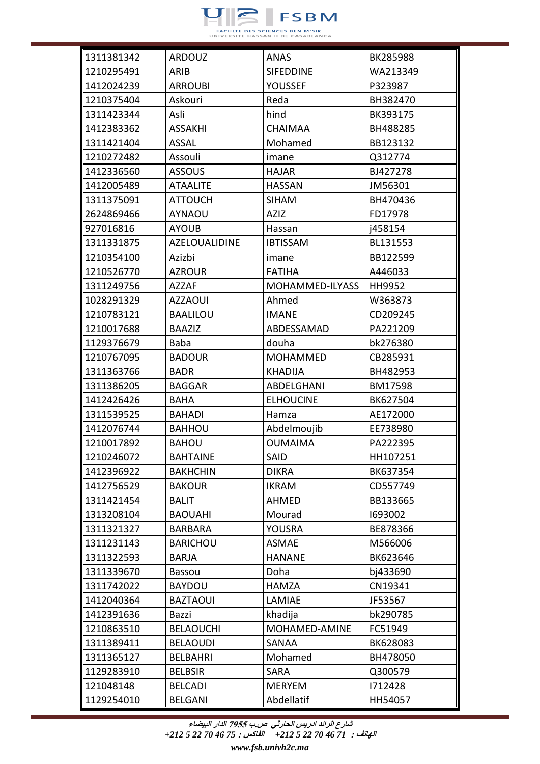| 1311381342 | ARDOUZ | ANAS | BK285988 |
|---|---|---|---|
| 1210295491 | ARIB | SIFEDDINE | WA213349 |
| 1412024239 | ARROUBI | YOUSSEF | P323987 |
| 1210375404 | Askouri | Reda | BH382470 |
| 1311423344 | Asli | hind | BK393175 |
| 1412383362 | ASSAKHI | CHAIMAA | BH488285 |
| 1311421404 | ASSAL | Mohamed | BB123132 |
| 1210272482 | Assouli | imane | Q312774 |
| 1412336560 | ASSOUS | HAJAR | BJ427278 |
| 1412005489 | ATAALITE | HASSAN | JM56301 |
| 1311375091 | ATTOUCH | SIHAM | BH470436 |
| 2624869466 | AYNAOU | AZIZ | FD17978 |
| 927016816 | AYOUB | Hassan | j458154 |
| 1311331875 | AZELOUALIDINE | IBTISSAM | BL131553 |
| 1210354100 | Azizbi | imane | BB122599 |
| 1210526770 | AZROUR | FATIHA | A446033 |
| 1311249756 | AZZAF | MOHAMMED-ILYASS | HH9952 |
| 1028291329 | AZZAOUI | Ahmed | W363873 |
| 1210783121 | BAALILOU | IMANE | CD209245 |
| 1210017688 | BAAZIZ | ABDESSAMAD | PA221209 |
| 1129376679 | Baba | douha | bk276380 |
| 1210767095 | BADOUR | MOHAMMED | CB285931 |
| 1311363766 | BADR | KHADIJA | BH482953 |
| 1311386205 | BAGGAR | ABDELGHANI | BM17598 |
| 1412426426 | BAHA | ELHOUCINE | BK627504 |
| 1311539525 | BAHADI | Hamza | AE172000 |
| 1412076744 | BAHHOU | Abdelmoujib | EE738980 |
| 1210017892 | BAHOU | OUMAIMA | PA222395 |
| 1210246072 | BAHTAINE | SAID | HH107251 |
| 1412396922 | BAKHCHIN | DIKRA | BK637354 |
| 1412756529 | BAKOUR | IKRAM | CD557749 |
| 1311421454 | BALIT | AHMED | BB133665 |
| 1313208104 | BAOUAHI | Mourad | I693002 |
| 1311321327 | BARBARA | YOUSRA | BE878366 |
| 1311231143 | BARICHOU | ASMAE | M566006 |
| 1311322593 | BARJA | HANANE | BK623646 |
| 1311339670 | Bassou | Doha | bj433690 |
| 1311742022 | BAYDOU | HAMZA | CN19341 |
| 1412040364 | BAZTAOUI | LAMIAE | JF53567 |
| 1412391636 | Bazzi | khadija | bk290785 |
| 1210863510 | BELAOUCHI | MOHAMED-AMINE | FC51949 |
| 1311389411 | BELAOUDI | SANAA | BK628083 |
| 1311365127 | BELBAHRI | Mohamed | BH478050 |
| 1129283910 | BELBSIR | SARA | Q300579 |
| 121048148 | BELCADI | MERYEM | I712428 |
| 1129254010 | BELGANI | Abdellatif | HH54057 |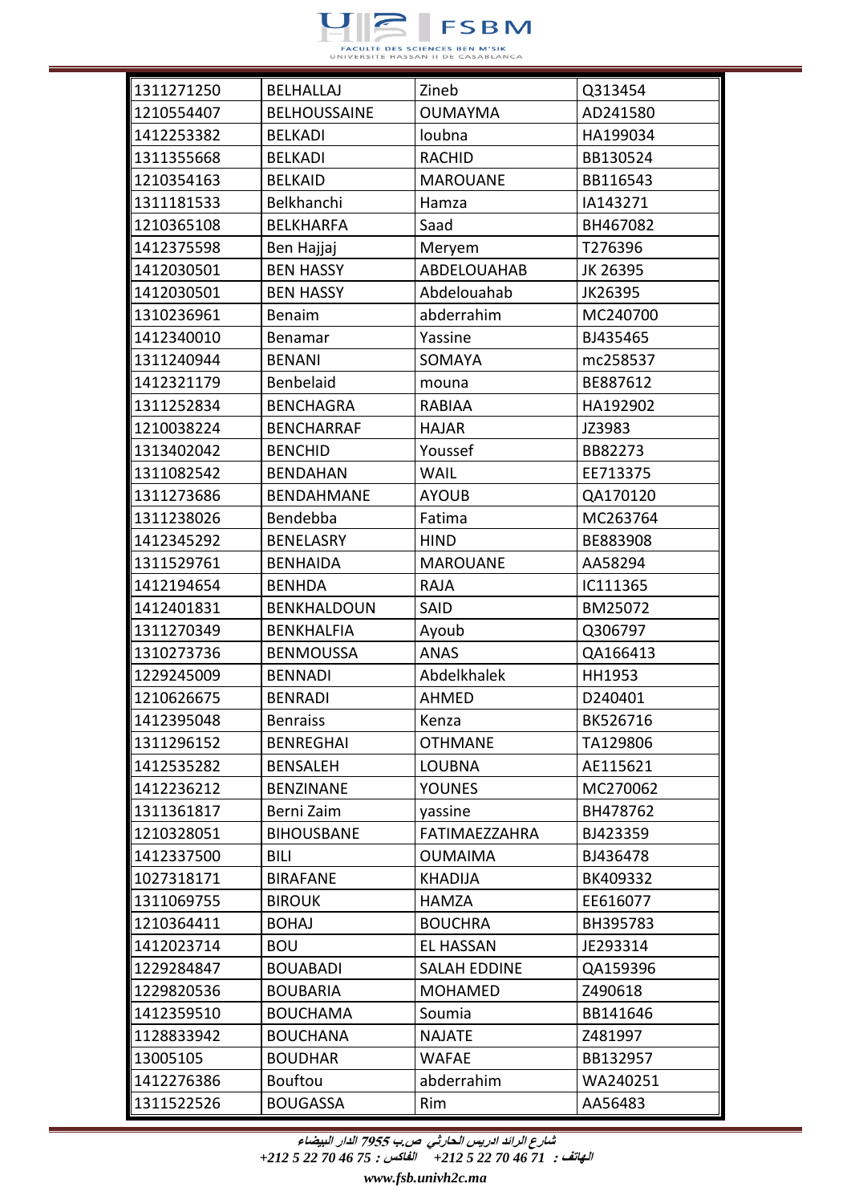| 1311271250 | BELHALLAJ | Zineb | Q313454 |
|---|---|---|---|
| 1210554407 | BELHOUSSAINE | OUMAYMA | AD241580 |
| 1412253382 | BELKADI | loubna | HA199034 |
| 1311355668 | BELKADI | RACHID | BB130524 |
| 1210354163 | BELKAID | MAROUANE | BB116543 |
| 1311181533 | Belkhanchi | Hamza | IA143271 |
| 1210365108 | BELKHARFA | Saad | BH467082 |
| 1412375598 | Ben Hajjaj | Meryem | T276396 |
| 1412030501 | BEN HASSY | ABDELOUAHAB | JK 26395 |
| 1412030501 | BEN HASSY | Abdelouahab | JK26395 |
| 1310236961 | Benaim | abderrahim | MC240700 |
| 1412340010 | Benamar | Yassine | BJ435465 |
| 1311240944 | BENANI | SOMAYA | mc258537 |
| 1412321179 | Benbelaid | mouna | BE887612 |
| 1311252834 | BENCHAGRA | RABIAA | HA192902 |
| 1210038224 | BENCHARRAF | HAJAR | JZ3983 |
| 1313402042 | BENCHID | Youssef | BB82273 |
| 1311082542 | BENDAHAN | WAIL | EE713375 |
| 1311273686 | BENDAHMANE | AYOUB | QA170120 |
| 1311238026 | Bendebba | Fatima | MC263764 |
| 1412345292 | BENELASRY | HIND | BE883908 |
| 1311529761 | BENHAIDA | MAROUANE | AA58294 |
| 1412194654 | BENHDA | RAJA | IC111365 |
| 1412401831 | BENKHALDOUN | SAID | BM25072 |
| 1311270349 | BENKHALFIA | Ayoub | Q306797 |
| 1310273736 | BENMOUSSA | ANAS | QA166413 |
| 1229245009 | BENNADI | Abdelkhalek | HH1953 |
| 1210626675 | BENRADI | AHMED | D240401 |
| 1412395048 | Benraiss | Kenza | BK526716 |
| 1311296152 | BENREGHAI | OTHMANE | TA129806 |
| 1412535282 | BENSALEH | LOUBNA | AE115621 |
| 1412236212 | BENZINANE | YOUNES | MC270062 |
| 1311361817 | Berni Zaim | yassine | BH478762 |
| 1210328051 | BIHOUSBANE | FATIMAEZZAHRA | BJ423359 |
| 1412337500 | BILI | OUMAIMA | BJ436478 |
| 1027318171 | BIRAFANE | KHADIJA | BK409332 |
| 1311069755 | BIROUK | HAMZA | EE616077 |
| 1210364411 | BOHAJ | BOUCHRA | BH395783 |
| 1412023714 | BOU | EL HASSAN | JE293314 |
| 1229284847 | BOUABADI | SALAH EDDINE | QA159396 |
| 1229820536 | BOUBARIA | MOHAMED | Z490618 |
| 1412359510 | BOUCHAMA | Soumia | BB141646 |
| 1128833942 | BOUCHANA | NAJATE | Z481997 |
| 13005105 | BOUDHAR | WAFAE | BB132957 |
| 1412276386 | Bouftou | abderrahim | WA240251 |
| 1311522526 | BOUGASSA | Rim | AA56483 |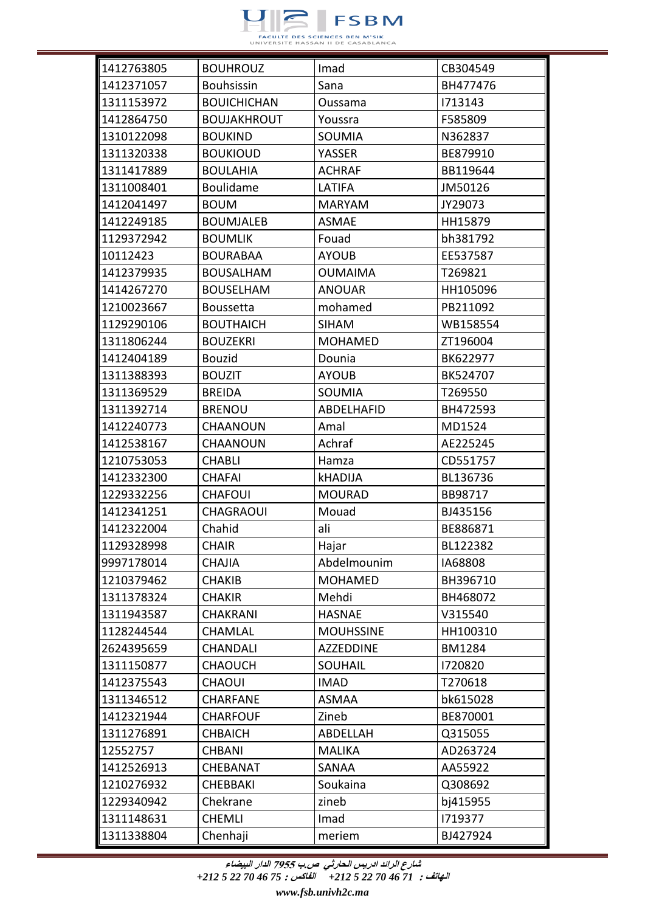| | | | |
|---|---|---|---|
| 1412763805 | BOUHROUZ | Imad | CB304549 |
| 1412371057 | Bouhsissin | Sana | BH477476 |
| 1311153972 | BOUICHICHAN | Oussama | I713143 |
| 1412864750 | BOUJAKHROUT | Youssra | F585809 |
| 1310122098 | BOUKIND | SOUMIA | N362837 |
| 1311320338 | BOUKIOUD | YASSER | BE879910 |
| 1311417889 | BOULAHIA | ACHRAF | BB119644 |
| 1311008401 | Boulidame | LATIFA | JM50126 |
| 1412041497 | BOUM | MARYAM | JY29073 |
| 1412249185 | BOUMJALEB | ASMAE | HH15879 |
| 1129372942 | BOUMLIK | Fouad | bh381792 |
| 10112423 | BOURABAA | AYOUB | EE537587 |
| 1412379935 | BOUSALHAM | OUMAIMA | T269821 |
| 1414267270 | BOUSELHAM | ANOUAR | HH105096 |
| 1210023667 | Boussetta | mohamed | PB211092 |
| 1129290106 | BOUTHAICH | SIHAM | WB158554 |
| 1311806244 | BOUZEKRI | MOHAMED | ZT196004 |
| 1412404189 | Bouzid | Dounia | BK622977 |
| 1311388393 | BOUZIT | AYOUB | BK524707 |
| 1311369529 | BREIDA | SOUMIA | T269550 |
| 1311392714 | BRENOU | ABDELHAFID | BH472593 |
| 1412240773 | CHAANOUN | Amal | MD1524 |
| 1412538167 | CHAANOUN | Achraf | AE225245 |
| 1210753053 | CHABLI | Hamza | CD551757 |
| 1412332300 | CHAFAI | kHADIJA | BL136736 |
| 1229332256 | CHAFOUI | MOURAD | BB98717 |
| 1412341251 | CHAGRAOUI | Mouad | BJ435156 |
| 1412322004 | Chahid | ali | BE886871 |
| 1129328998 | CHAIR | Hajar | BL122382 |
| 9997178014 | CHAJIA | Abdelmounim | IA68808 |
| 1210379462 | CHAKIB | MOHAMED | BH396710 |
| 1311378324 | CHAKIR | Mehdi | BH468072 |
| 1311943587 | CHAKRANI | HASNAE | V315540 |
| 1128244544 | CHAMLAL | MOUHSSINE | HH100310 |
| 2624395659 | CHANDALI | AZZEDDINE | BM1284 |
| 1311150877 | CHAOUCH | SOUHAIL | I720820 |
| 1412375543 | CHAOUI | IMAD | T270618 |
| 1311346512 | CHARFANE | ASMAA | bk615028 |
| 1412321944 | CHARFOUF | Zineb | BE870001 |
| 1311276891 | CHBAICH | ABDELLAH | Q315055 |
| 12552757 | CHBANI | MALIKA | AD263724 |
| 1412526913 | CHEBANAT | SANAA | AA55922 |
| 1210276932 | CHEBBAKI | Soukaina | Q308692 |
| 1229340942 | Chekrane | zineb | bj415955 |
| 1311148631 | CHEMLI | Imad | I719377 |
| 1311338804 | Chenhaji | meriem | BJ427924 |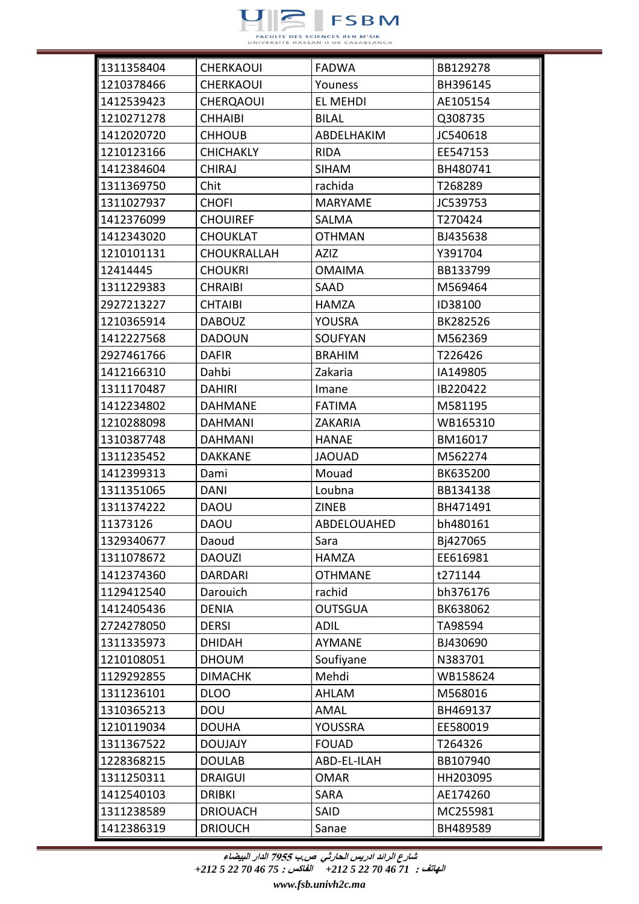| | | | |
|---|---|---|---|
| 1311358404 | CHERKAOUI | FADWA | BB129278 |
| 1210378466 | CHERKAOUI | Youness | BH396145 |
| 1412539423 | CHERQAOUI | EL MEHDI | AE105154 |
| 1210271278 | CHHAIBI | BILAL | Q308735 |
| 1412020720 | CHHOUB | ABDELHAKIM | JC540618 |
| 1210123166 | CHICHAKLY | RIDA | EE547153 |
| 1412384604 | CHIRAJ | SIHAM | BH480741 |
| 1311369750 | Chit | rachida | T268289 |
| 1311027937 | CHOFI | MARYAME | JC539753 |
| 1412376099 | CHOUIREF | SALMA | T270424 |
| 1412343020 | CHOUKLAT | OTHMAN | BJ435638 |
| 1210101131 | CHOUKRALLAH | AZIZ | Y391704 |
| 12414445 | CHOUKRI | OMAIMA | BB133799 |
| 1311229383 | CHRAIBI | SAAD | M569464 |
| 2927213227 | CHTAIBI | HAMZA | ID38100 |
| 1210365914 | DABOUZ | YOUSRA | BK282526 |
| 1412227568 | DADOUN | SOUFYAN | M562369 |
| 2927461766 | DAFIR | BRAHIM | T226426 |
| 1412166310 | Dahbi | Zakaria | IA149805 |
| 1311170487 | DAHIRI | Imane | IB220422 |
| 1412234802 | DAHMANE | FATIMA | M581195 |
| 1210288098 | DAHMANI | ZAKARIA | WB165310 |
| 1310387748 | DAHMANI | HANAE | BM16017 |
| 1311235452 | DAKKANE | JAOUAD | M562274 |
| 1412399313 | Dami | Mouad | BK635200 |
| 1311351065 | DANI | Loubna | BB134138 |
| 1311374222 | DAOU | ZINEB | BH471491 |
| 11373126 | DAOU | ABDELOUAHED | bh480161 |
| 1329340677 | Daoud | Sara | Bj427065 |
| 1311078672 | DAOUZI | HAMZA | EE616981 |
| 1412374360 | DARDARI | OTHMANE | t271144 |
| 1129412540 | Darouich | rachid | bh376176 |
| 1412405436 | DENIA | OUTSGUA | BK638062 |
| 2724278050 | DERSI | ADIL | TA98594 |
| 1311335973 | DHIDAH | AYMANE | BJ430690 |
| 1210108051 | DHOUM | Soufiyane | N383701 |
| 1129292855 | DIMACHK | Mehdi | WB158624 |
| 1311236101 | DLOO | AHLAM | M568016 |
| 1310365213 | DOU | AMAL | BH469137 |
| 1210119034 | DOUHA | YOUSSRA | EE580019 |
| 1311367522 | DOUJAJY | FOUAD | T264326 |
| 1228368215 | DOULAB | ABD-EL-ILAH | BB107940 |
| 1311250311 | DRAIGUI | OMAR | HH203095 |
| 1412540103 | DRIBKI | SARA | AE174260 |
| 1311238589 | DRIOUACH | SAID | MC255981 |
| 1412386319 | DRIOUCH | Sanae | BH489589 |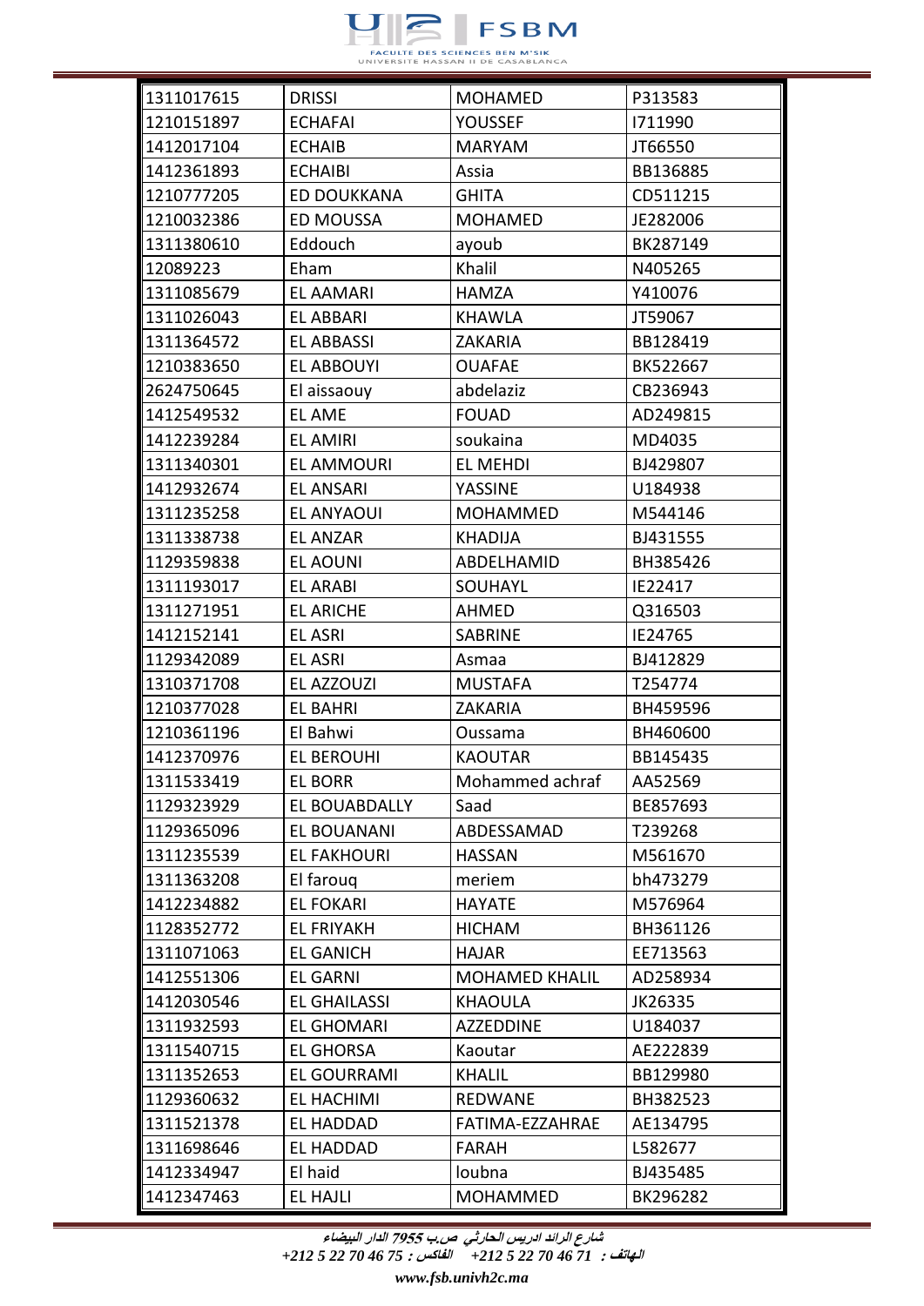| 1311017615 | DRISSI | MOHAMED | P313583 |
|---|---|---|---|
| 1210151897 | ECHAFAI | YOUSSEF | I711990 |
| 1412017104 | ECHAIB | MARYAM | JT66550 |
| 1412361893 | ECHAIBI | Assia | BB136885 |
| 1210777205 | ED DOUKKANA | GHITA | CD511215 |
| 1210032386 | ED MOUSSA | MOHAMED | JE282006 |
| 1311380610 | Eddouch | ayoub | BK287149 |
| 12089223 | Eham | Khalil | N405265 |
| 1311085679 | EL AAMARI | HAMZA | Y410076 |
| 1311026043 | EL ABBARI | KHAWLA | JT59067 |
| 1311364572 | EL ABBASSI | ZAKARIA | BB128419 |
| 1210383650 | EL ABBOUYI | OUAFAE | BK522667 |
| 2624750645 | El aissaouy | abdelaziz | CB236943 |
| 1412549532 | EL AME | FOUAD | AD249815 |
| 1412239284 | EL AMIRI | soukaina | MD4035 |
| 1311340301 | EL AMMOURI | EL MEHDI | BJ429807 |
| 1412932674 | EL ANSARI | YASSINE | U184938 |
| 1311235258 | EL ANYAOUI | MOHAMMED | M544146 |
| 1311338738 | EL ANZAR | KHADIJA | BJ431555 |
| 1129359838 | EL AOUNI | ABDELHAMID | BH385426 |
| 1311193017 | EL ARABI | SOUHAYL | IE22417 |
| 1311271951 | EL ARICHE | AHMED | Q316503 |
| 1412152141 | EL ASRI | SABRINE | IE24765 |
| 1129342089 | EL ASRI | Asmaa | BJ412829 |
| 1310371708 | EL AZZOUZI | MUSTAFA | T254774 |
| 1210377028 | EL BAHRI | ZAKARIA | BH459596 |
| 1210361196 | El Bahwi | Oussama | BH460600 |
| 1412370976 | EL BEROUHI | KAOUTAR | BB145435 |
| 1311533419 | EL BORR | Mohammed achraf | AA52569 |
| 1129323929 | EL BOUABDALLY | Saad | BE857693 |
| 1129365096 | EL BOUANANI | ABDESSAMAD | T239268 |
| 1311235539 | EL FAKHOURI | HASSAN | M561670 |
| 1311363208 | El farouq | meriem | bh473279 |
| 1412234882 | EL FOKARI | HAYATE | M576964 |
| 1128352772 | EL FRIYAKH | HICHAM | BH361126 |
| 1311071063 | EL GANICH | HAJAR | EE713563 |
| 1412551306 | EL GARNI | MOHAMED KHALIL | AD258934 |
| 1412030546 | EL GHAILASSI | KHAOULA | JK26335 |
| 1311932593 | EL GHOMARI | AZZEDDINE | U184037 |
| 1311540715 | EL GHORSA | Kaoutar | AE222839 |
| 1311352653 | EL GOURRAMI | KHALIL | BB129980 |
| 1129360632 | EL HACHIMI | REDWANE | BH382523 |
| 1311521378 | EL HADDAD | FATIMA-EZZAHRAE | AE134795 |
| 1311698646 | EL HADDAD | FARAH | L582677 |
| 1412334947 | El haid | loubna | BJ435485 |
| 1412347463 | EL HAJLI | MOHAMMED | BK296282 |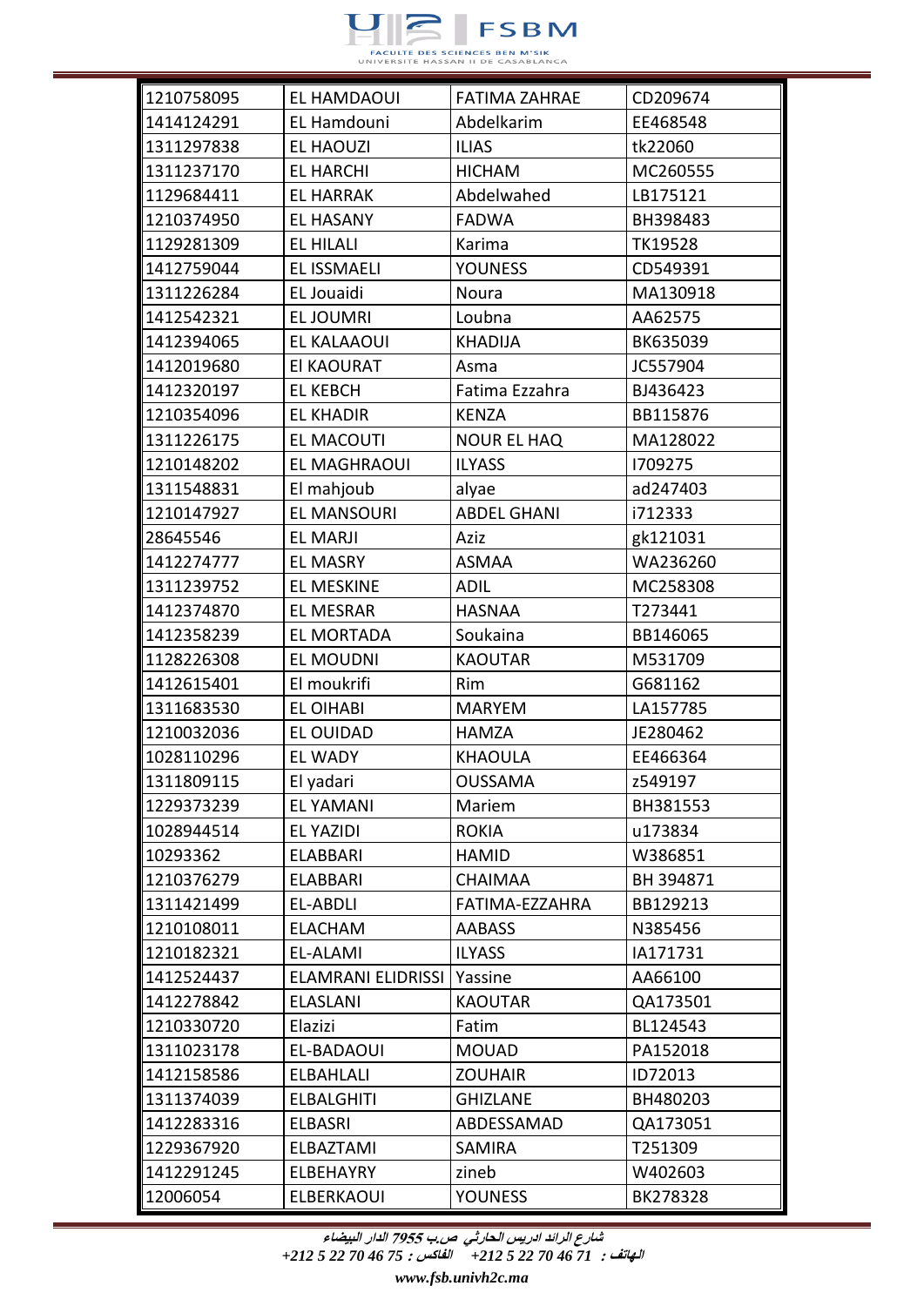| 1210758095 | EL HAMDAOUI | FATIMA ZAHRAE | CD209674 |
|---|---|---|---|
| 1414124291 | EL Hamdouni | Abdelkarim | EE468548 |
| 1311297838 | EL HAOUZI | ILIAS | tk22060 |
| 1311237170 | EL HARCHI | HICHAM | MC260555 |
| 1129684411 | EL HARRAK | Abdelwahed | LB175121 |
| 1210374950 | EL HASANY | FADWA | BH398483 |
| 1129281309 | EL HILALI | Karima | TK19528 |
| 1412759044 | EL ISSMAELI | YOUNESS | CD549391 |
| 1311226284 | EL Jouaidi | Noura | MA130918 |
| 1412542321 | EL JOUMRI | Loubna | AA62575 |
| 1412394065 | EL KALAAOUI | KHADIJA | BK635039 |
| 1412019680 | El KAOURAT | Asma | JC557904 |
| 1412320197 | EL KEBCH | Fatima Ezzahra | BJ436423 |
| 1210354096 | EL KHADIR | KENZA | BB115876 |
| 1311226175 | EL MACOUTI | NOUR EL HAQ | MA128022 |
| 1210148202 | EL MAGHRAOUI | ILYASS | I709275 |
| 1311548831 | El mahjoub | alyae | ad247403 |
| 1210147927 | EL MANSOURI | ABDEL GHANI | i712333 |
| 28645546 | EL MARJI | Aziz | gk121031 |
| 1412274777 | EL MASRY | ASMAA | WA236260 |
| 1311239752 | EL MESKINE | ADIL | MC258308 |
| 1412374870 | EL MESRAR | HASNAA | T273441 |
| 1412358239 | EL MORTADA | Soukaina | BB146065 |
| 1128226308 | EL MOUDNI | KAOUTAR | M531709 |
| 1412615401 | El moukrifi | Rim | G681162 |
| 1311683530 | EL OIHABI | MARYEM | LA157785 |
| 1210032036 | EL OUIDAD | HAMZA | JE280462 |
| 1028110296 | EL WADY | KHAOULA | EE466364 |
| 1311809115 | El yadari | OUSSAMA | z549197 |
| 1229373239 | EL YAMANI | Mariem | BH381553 |
| 1028944514 | EL YAZIDI | ROKIA | u173834 |
| 10293362 | ELABBARI | HAMID | W386851 |
| 1210376279 | ELABBARI | CHAIMAA | BH 394871 |
| 1311421499 | EL-ABDLI | FATIMA-EZZAHRA | BB129213 |
| 1210108011 | ELACHAM | AABASS | N385456 |
| 1210182321 | EL-ALAMI | ILYASS | IA171731 |
| 1412524437 | ELAMRANI ELIDRISSI | Yassine | AA66100 |
| 1412278842 | ELASLANI | KAOUTAR | QA173501 |
| 1210330720 | Elazizi | Fatim | BL124543 |
| 1311023178 | EL-BADAOUI | MOUAD | PA152018 |
| 1412158586 | ELBAHLALI | ZOUHAIR | ID72013 |
| 1311374039 | ELBALGHITI | GHIZLANE | BH480203 |
| 1412283316 | ELBASRI | ABDESSAMAD | QA173051 |
| 1229367920 | ELBAZTAMI | SAMIRA | T251309 |
| 1412291245 | ELBEHAYRY | zineb | W402603 |
| 12006054 | ELBERKAOUI | YOUNESS | BK278328 |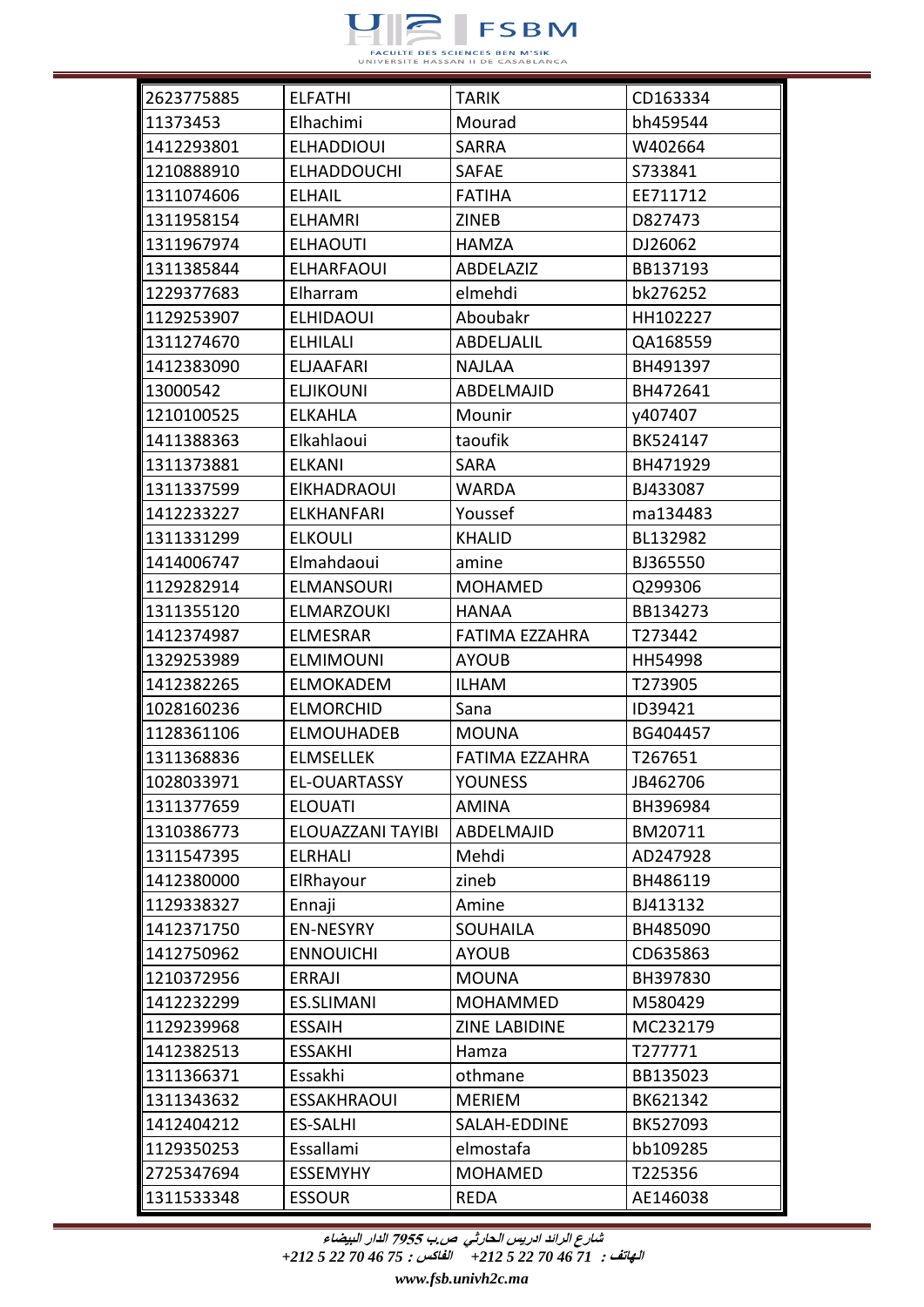| 2623775885 | ELFATHI | TARIK | CD163334 |
|---|---|---|---|
| 11373453 | Elhachimi | Mourad | bh459544 |
| 1412293801 | ELHADDIOUI | SARRA | W402664 |
| 1210888910 | ELHADDOUCHI | SAFAE | S733841 |
| 1311074606 | ELHAIL | FATIHA | EE711712 |
| 1311958154 | ELHAMRI | ZINEB | D827473 |
| 1311967974 | ELHAOUTI | HAMZA | DJ26062 |
| 1311385844 | ELHARFAOUI | ABDELAZIZ | BB137193 |
| 1229377683 | Elharram | elmehdi | bk276252 |
| 1129253907 | ELHIDAOUI | Aboubakr | HH102227 |
| 1311274670 | ELHILALI | ABDELJALIL | QA168559 |
| 1412383090 | ELJAAFARI | NAJLAA | BH491397 |
| 13000542 | ELJIKOUNI | ABDELMAJID | BH472641 |
| 1210100525 | ELKAHLA | Mounir | y407407 |
| 1411388363 | Elkahlaoui | taoufik | BK524147 |
| 1311373881 | ELKANI | SARA | BH471929 |
| 1311337599 | ElKHADRAOUI | WARDA | BJ433087 |
| 1412233227 | ELKHANFARI | Youssef | ma134483 |
| 1311331299 | ELKOULI | KHALID | BL132982 |
| 1414006747 | Elmahdaoui | amine | BJ365550 |
| 1129282914 | ELMANSOURI | MOHAMED | Q299306 |
| 1311355120 | ELMARZOUKI | HANAA | BB134273 |
| 1412374987 | ELMESRAR | FATIMA EZZAHRA | T273442 |
| 1329253989 | ELMIMOUNI | AYOUB | HH54998 |
| 1412382265 | ELMOKADEM | ILHAM | T273905 |
| 1028160236 | ELMORCHID | Sana | ID39421 |
| 1128361106 | ELMOUHADEB | MOUNA | BG404457 |
| 1311368836 | ELMSELLEK | FATIMA EZZAHRA | T267651 |
| 1028033971 | EL-OUARTASSY | YOUNESS | JB462706 |
| 1311377659 | ELOUATI | AMINA | BH396984 |
| 1310386773 | ELOUAZZANI TAYIBI | ABDELMAJID | BM20711 |
| 1311547395 | ELRHALI | Mehdi | AD247928 |
| 1412380000 | ElRhayour | zineb | BH486119 |
| 1129338327 | Ennaji | Amine | BJ413132 |
| 1412371750 | EN-NESYRY | SOUHAILA | BH485090 |
| 1412750962 | ENNOUICHI | AYOUB | CD635863 |
| 1210372956 | ERRAJI | MOUNA | BH397830 |
| 1412232299 | ES.SLIMANI | MOHAMMED | M580429 |
| 1129239968 | ESSAIH | ZINE LABIDINE | MC232179 |
| 1412382513 | ESSAKHI | Hamza | T277771 |
| 1311366371 | Essakhi | othmane | BB135023 |
| 1311343632 | ESSAKHRAOUI | MERIEM | BK621342 |
| 1412404212 | ES-SALHI | SALAH-EDDINE | BK527093 |
| 1129350253 | Essallami | elmostafa | bb109285 |
| 2725347694 | ESSEMYHY | MOHAMED | T225356 |
| 1311533348 | ESSOUR | REDA | AE146038 |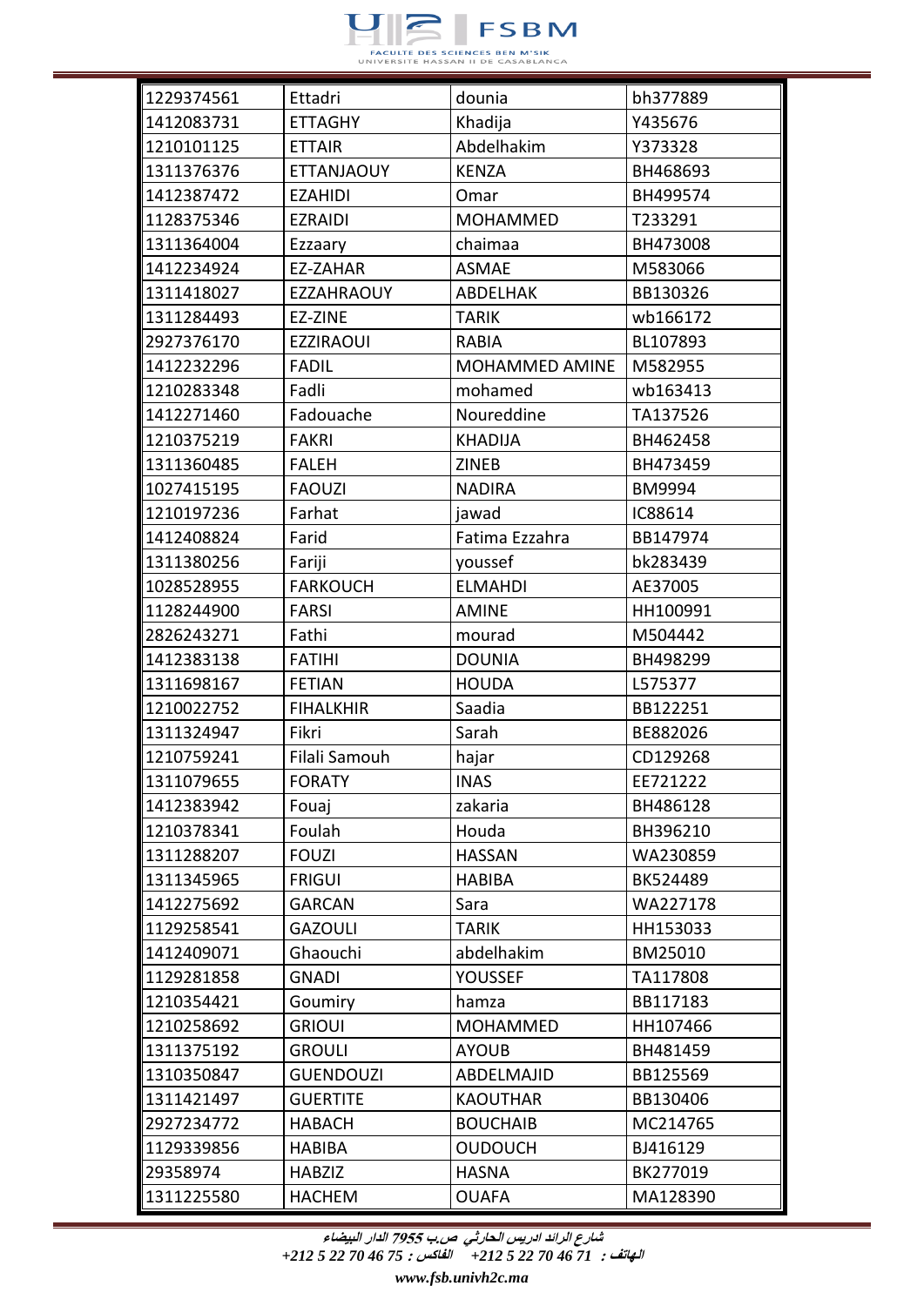| 1229374561 | Ettadri | dounia | bh377889 |
|---|---|---|---|
| 1412083731 | ETTAGHY | Khadija | Y435676 |
| 1210101125 | ETTAIR | Abdelhakim | Y373328 |
| 1311376376 | ETTANJAOUY | KENZA | BH468693 |
| 1412387472 | EZAHIDI | Omar | BH499574 |
| 1128375346 | EZRAIDI | MOHAMMED | T233291 |
| 1311364004 | Ezzaary | chaimaa | BH473008 |
| 1412234924 | EZ-ZAHAR | ASMAE | M583066 |
| 1311418027 | EZZAHRAOUY | ABDELHAK | BB130326 |
| 1311284493 | EZ-ZINE | TARIK | wb166172 |
| 2927376170 | EZZIRAOUI | RABIA | BL107893 |
| 1412232296 | FADIL | MOHAMMED AMINE | M582955 |
| 1210283348 | Fadli | mohamed | wb163413 |
| 1412271460 | Fadouache | Noureddine | TA137526 |
| 1210375219 | FAKRI | KHADIJA | BH462458 |
| 1311360485 | FALEH | ZINEB | BH473459 |
| 1027415195 | FAOUZI | NADIRA | BM9994 |
| 1210197236 | Farhat | jawad | IC88614 |
| 1412408824 | Farid | Fatima Ezzahra | BB147974 |
| 1311380256 | Fariji | youssef | bk283439 |
| 1028528955 | FARKOUCH | ELMAHDI | AE37005 |
| 1128244900 | FARSI | AMINE | HH100991 |
| 2826243271 | Fathi | mourad | M504442 |
| 1412383138 | FATIHI | DOUNIA | BH498299 |
| 1311698167 | FETIAN | HOUDA | L575377 |
| 1210022752 | FIHALKHIR | Saadia | BB122251 |
| 1311324947 | Fikri | Sarah | BE882026 |
| 1210759241 | Filali Samouh | hajar | CD129268 |
| 1311079655 | FORATY | INAS | EE721222 |
| 1412383942 | Fouaj | zakaria | BH486128 |
| 1210378341 | Foulah | Houda | BH396210 |
| 1311288207 | FOUZI | HASSAN | WA230859 |
| 1311345965 | FRIGUI | HABIBA | BK524489 |
| 1412275692 | GARCAN | Sara | WA227178 |
| 1129258541 | GAZOULI | TARIK | HH153033 |
| 1412409071 | Ghaouchi | abdelhakim | BM25010 |
| 1129281858 | GNADI | YOUSSEF | TA117808 |
| 1210354421 | Goumiry | hamza | BB117183 |
| 1210258692 | GRIOUI | MOHAMMED | HH107466 |
| 1311375192 | GROULI | AYOUB | BH481459 |
| 1310350847 | GUENDOUZI | ABDELMAJID | BB125569 |
| 1311421497 | GUERTITE | KAOUTHAR | BB130406 |
| 2927234772 | HABACH | BOUCHAIB | MC214765 |
| 1129339856 | HABIBA | OUDOUCH | BJ416129 |
| 29358974 | HABZIZ | HASNA | BK277019 |
| 1311225580 | HACHEM | OUAFA | MA128390 |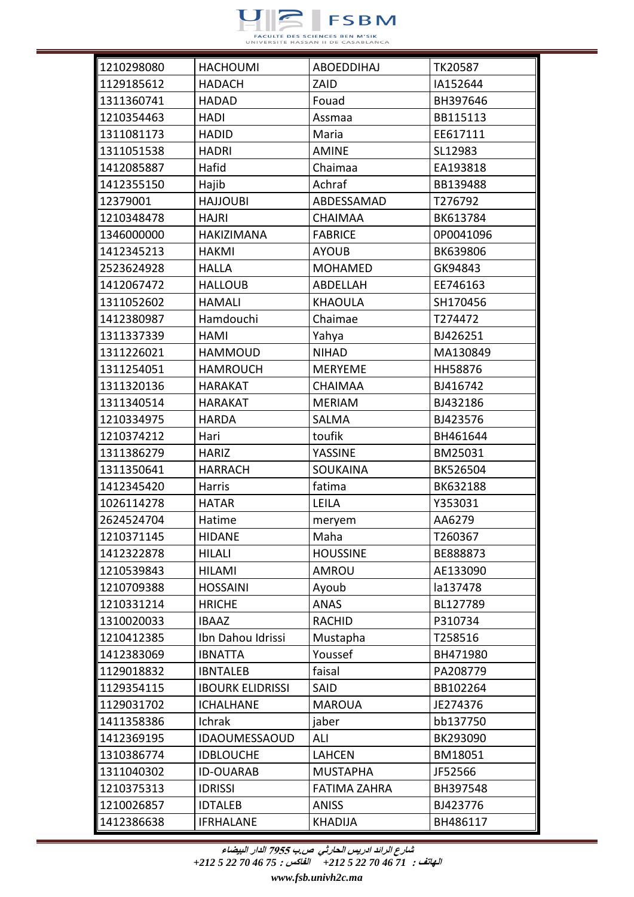| 1210298080 | HACHOUMI | ABOEDDIHAJ | TK20587 |
|---|---|---|---|
| 1129185612 | HADACH | ZAID | IA152644 |
| 1311360741 | HADAD | Fouad | BH397646 |
| 1210354463 | HADI | Assmaa | BB115113 |
| 1311081173 | HADID | Maria | EE617111 |
| 1311051538 | HADRI | AMINE | SL12983 |
| 1412085887 | Hafid | Chaimaa | EA193818 |
| 1412355150 | Hajib | Achraf | BB139488 |
| 12379001 | HAJJOUBI | ABDESSAMAD | T276792 |
| 1210348478 | HAJRI | CHAIMAA | BK613784 |
| 1346000000 | HAKIZIMANA | FABRICE | 0P0041096 |
| 1412345213 | HAKMI | AYOUB | BK639806 |
| 2523624928 | HALLA | MOHAMED | GK94843 |
| 1412067472 | HALLOUB | ABDELLAH | EE746163 |
| 1311052602 | HAMALI | KHAOULA | SH170456 |
| 1412380987 | Hamdouchi | Chaimae | T274472 |
| 1311337339 | HAMI | Yahya | BJ426251 |
| 1311226021 | HAMMOUD | NIHAD | MA130849 |
| 1311254051 | HAMROUCH | MERYEME | HH58876 |
| 1311320136 | HARAKAT | CHAIMAA | BJ416742 |
| 1311340514 | HARAKAT | MERIAM | BJ432186 |
| 1210334975 | HARDA | SALMA | BJ423576 |
| 1210374212 | Hari | toufik | BH461644 |
| 1311386279 | HARIZ | YASSINE | BM25031 |
| 1311350641 | HARRACH | SOUKAINA | BK526504 |
| 1412345420 | Harris | fatima | BK632188 |
| 1026114278 | HATAR | LEILA | Y353031 |
| 2624524704 | Hatime | meryem | AA6279 |
| 1210371145 | HIDANE | Maha | T260367 |
| 1412322878 | HILALI | HOUSSINE | BE888873 |
| 1210539843 | HILAMI | AMROU | AE133090 |
| 1210709388 | HOSSAINI | Ayoub | la137478 |
| 1210331214 | HRICHE | ANAS | BL127789 |
| 1310020033 | IBAAZ | RACHID | P310734 |
| 1210412385 | Ibn Dahou Idrissi | Mustapha | T258516 |
| 1412383069 | IBNATTA | Youssef | BH471980 |
| 1129018832 | IBNTALEB | faisal | PA208779 |
| 1129354115 | IBOURK ELIDRISSI | SAID | BB102264 |
| 1129031702 | ICHALHANE | MAROUA | JE274376 |
| 1411358386 | Ichrak | jaber | bb137750 |
| 1412369195 | IDAOUMESSAOUD | ALI | BK293090 |
| 1310386774 | IDBLOUCHE | LAHCEN | BM18051 |
| 1311040302 | ID-OUARAB | MUSTAPHA | JF52566 |
| 1210375313 | IDRISSI | FATIMA ZAHRA | BH397548 |
| 1210026857 | IDTALEB | ANISS | BJ423776 |
| 1412386638 | IFRHALANE | KHADIJA | BH486117 |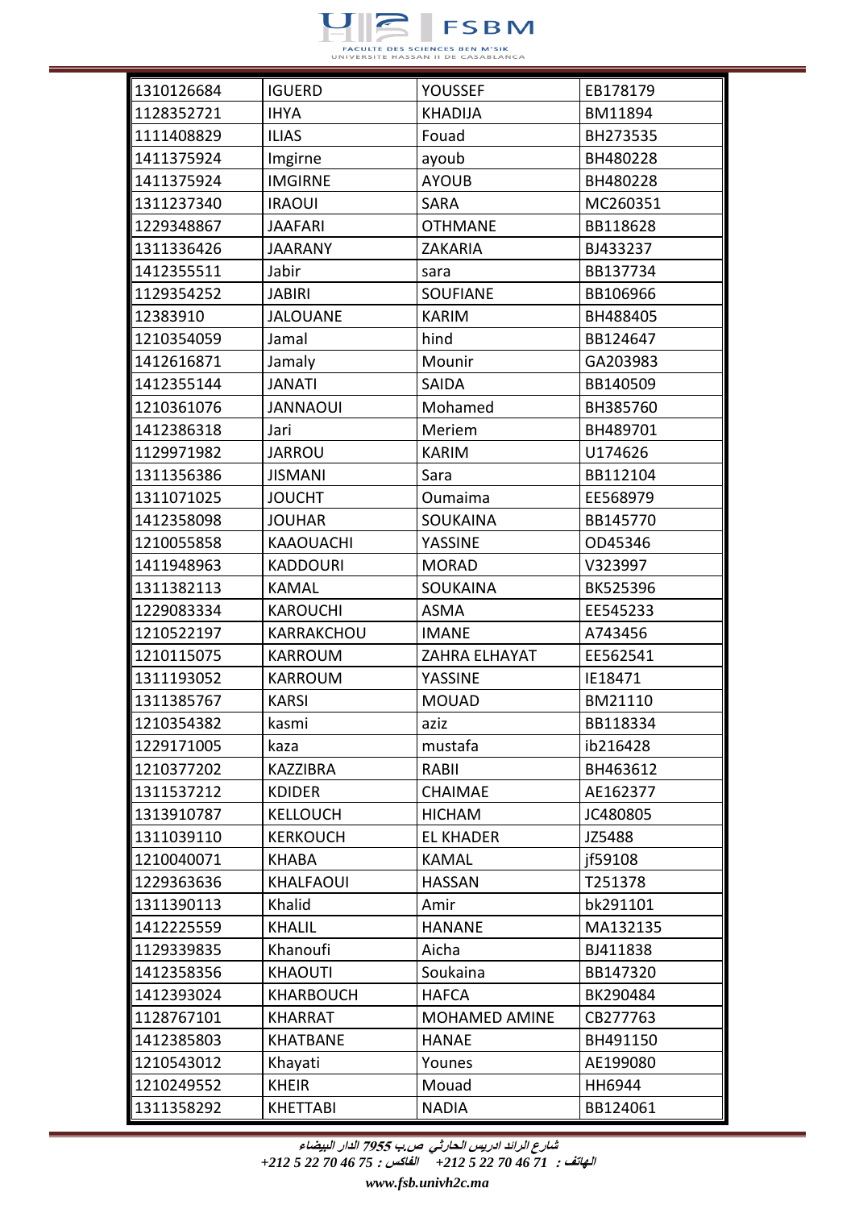| 1310126684 | IGUERD | YOUSSEF | EB178179 |
|---|---|---|---|
| 1128352721 | IHYA | KHADIJA | BM11894 |
| 1111408829 | ILIAS | Fouad | BH273535 |
| 1411375924 | Imgirne | ayoub | BH480228 |
| 1411375924 | IMGIRNE | AYOUB | BH480228 |
| 1311237340 | IRAOUI | SARA | MC260351 |
| 1229348867 | JAAFARI | OTHMANE | BB118628 |
| 1311336426 | JAARANY | ZAKARIA | BJ433237 |
| 1412355511 | Jabir | sara | BB137734 |
| 1129354252 | JABIRI | SOUFIANE | BB106966 |
| 12383910 | JALOUANE | KARIM | BH488405 |
| 1210354059 | Jamal | hind | BB124647 |
| 1412616871 | Jamaly | Mounir | GA203983 |
| 1412355144 | JANATI | SAIDA | BB140509 |
| 1210361076 | JANNAOUI | Mohamed | BH385760 |
| 1412386318 | Jari | Meriem | BH489701 |
| 1129971982 | JARROU | KARIM | U174626 |
| 1311356386 | JISMANI | Sara | BB112104 |
| 1311071025 | JOUCHT | Oumaima | EE568979 |
| 1412358098 | JOUHAR | SOUKAINA | BB145770 |
| 1210055858 | KAAOUACHI | YASSINE | OD45346 |
| 1411948963 | KADDOURI | MORAD | V323997 |
| 1311382113 | KAMAL | SOUKAINA | BK525396 |
| 1229083334 | KAROUCHI | ASMA | EE545233 |
| 1210522197 | KARRAKCHOU | IMANE | A743456 |
| 1210115075 | KARROUM | ZAHRA ELHAYAT | EE562541 |
| 1311193052 | KARROUM | YASSINE | IE18471 |
| 1311385767 | KARSI | MOUAD | BM21110 |
| 1210354382 | kasmi | aziz | BB118334 |
| 1229171005 | kaza | mustafa | ib216428 |
| 1210377202 | KAZZIBRA | RABII | BH463612 |
| 1311537212 | KDIDER | CHAIMAE | AE162377 |
| 1313910787 | KELLOUCH | HICHAM | JC480805 |
| 1311039110 | KERKOUCH | EL KHADER | JZ5488 |
| 1210040071 | KHABA | KAMAL | jf59108 |
| 1229363636 | KHALFAOUI | HASSAN | T251378 |
| 1311390113 | Khalid | Amir | bk291101 |
| 1412225559 | KHALIL | HANANE | MA132135 |
| 1129339835 | Khanoufi | Aicha | BJ411838 |
| 1412358356 | KHAOUTI | Soukaina | BB147320 |
| 1412393024 | KHARBOUCH | HAFCA | BK290484 |
| 1128767101 | KHARRAT | MOHAMED AMINE | CB277763 |
| 1412385803 | KHATBANE | HANAE | BH491150 |
| 1210543012 | Khayati | Younes | AE199080 |
| 1210249552 | KHEIR | Mouad | HH6944 |
| 1311358292 | KHETTABI | NADIA | BB124061 |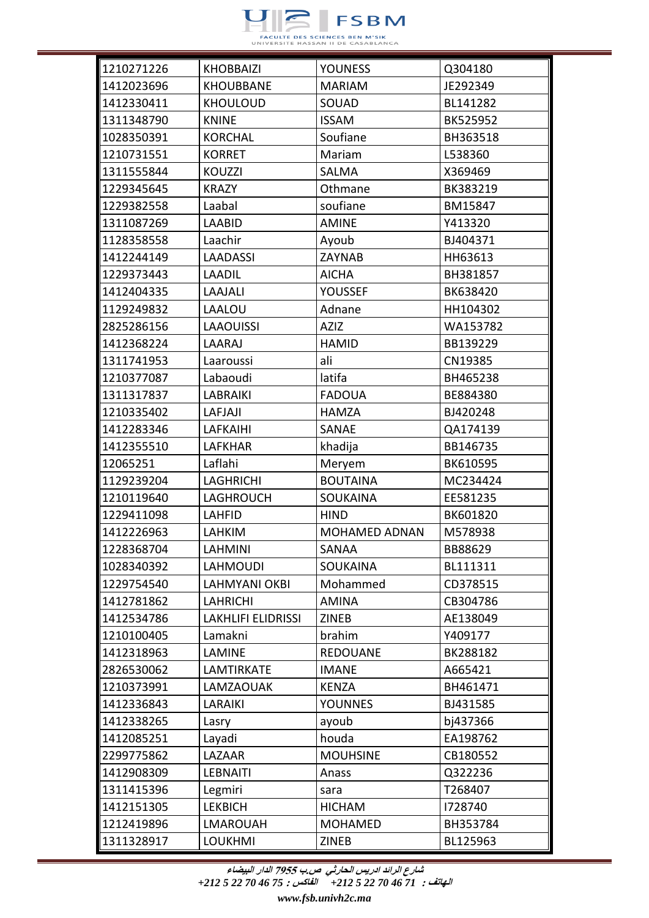| 1210271226 | KHOBBAIZI | YOUNESS | Q304180 |
|---|---|---|---|
| 1412023696 | KHOUBBANE | MARIAM | JE292349 |
| 1412330411 | KHOULOUD | SOUAD | BL141282 |
| 1311348790 | KNINE | ISSAM | BK525952 |
| 1028350391 | KORCHAL | Soufiane | BH363518 |
| 1210731551 | KORRET | Mariam | L538360 |
| 1311555844 | KOUZZI | SALMA | X369469 |
| 1229345645 | KRAZY | Othmane | BK383219 |
| 1229382558 | Laabal | soufiane | BM15847 |
| 1311087269 | LAABID | AMINE | Y413320 |
| 1128358558 | Laachir | Ayoub | BJ404371 |
| 1412244149 | LAADASSI | ZAYNAB | HH63613 |
| 1229373443 | LAADIL | AICHA | BH381857 |
| 1412404335 | LAAJALI | YOUSSEF | BK638420 |
| 1129249832 | LAALOU | Adnane | HH104302 |
| 2825286156 | LAAOUISSI | AZIZ | WA153782 |
| 1412368224 | LAARAJ | HAMID | BB139229 |
| 1311741953 | Laaroussi | ali | CN19385 |
| 1210377087 | Labaoudi | latifa | BH465238 |
| 1311317837 | LABRAIKI | FADOUA | BE884380 |
| 1210335402 | LAFJAJI | HAMZA | BJ420248 |
| 1412283346 | LAFKAIHI | SANAE | QA174139 |
| 1412355510 | LAFKHAR | khadija | BB146735 |
| 12065251 | Laflahi | Meryem | BK610595 |
| 1129239204 | LAGHRICHI | BOUTAINA | MC234424 |
| 1210119640 | LAGHROUCH | SOUKAINA | EE581235 |
| 1229411098 | LAHFID | HIND | BK601820 |
| 1412226963 | LAHKIM | MOHAMED ADNAN | M578938 |
| 1228368704 | LAHMINI | SANAA | BB88629 |
| 1028340392 | LAHMOUDI | SOUKAINA | BL111311 |
| 1229754540 | LAHMYANI OKBI | Mohammed | CD378515 |
| 1412781862 | LAHRICHI | AMINA | CB304786 |
| 1412534786 | LAKHLIFI ELIDRISSI | ZINEB | AE138049 |
| 1210100405 | Lamakni | brahim | Y409177 |
| 1412318963 | LAMINE | REDOUANE | BK288182 |
| 2826530062 | LAMTIRKATE | IMANE | A665421 |
| 1210373991 | LAMZAOUAK | KENZA | BH461471 |
| 1412336843 | LARAIKI | YOUNNES | BJ431585 |
| 1412338265 | Lasry | ayoub | bj437366 |
| 1412085251 | Layadi | houda | EA198762 |
| 2299775862 | LAZAAR | MOUHSINE | CB180552 |
| 1412908309 | LEBNAITI | Anass | Q322236 |
| 1311415396 | Legmiri | sara | T268407 |
| 1412151305 | LEKBICH | HICHAM | I728740 |
| 1212419896 | LMAROUAH | MOHAMED | BH353784 |
| 1311328917 | LOUKHMI | ZINEB | BL125963 |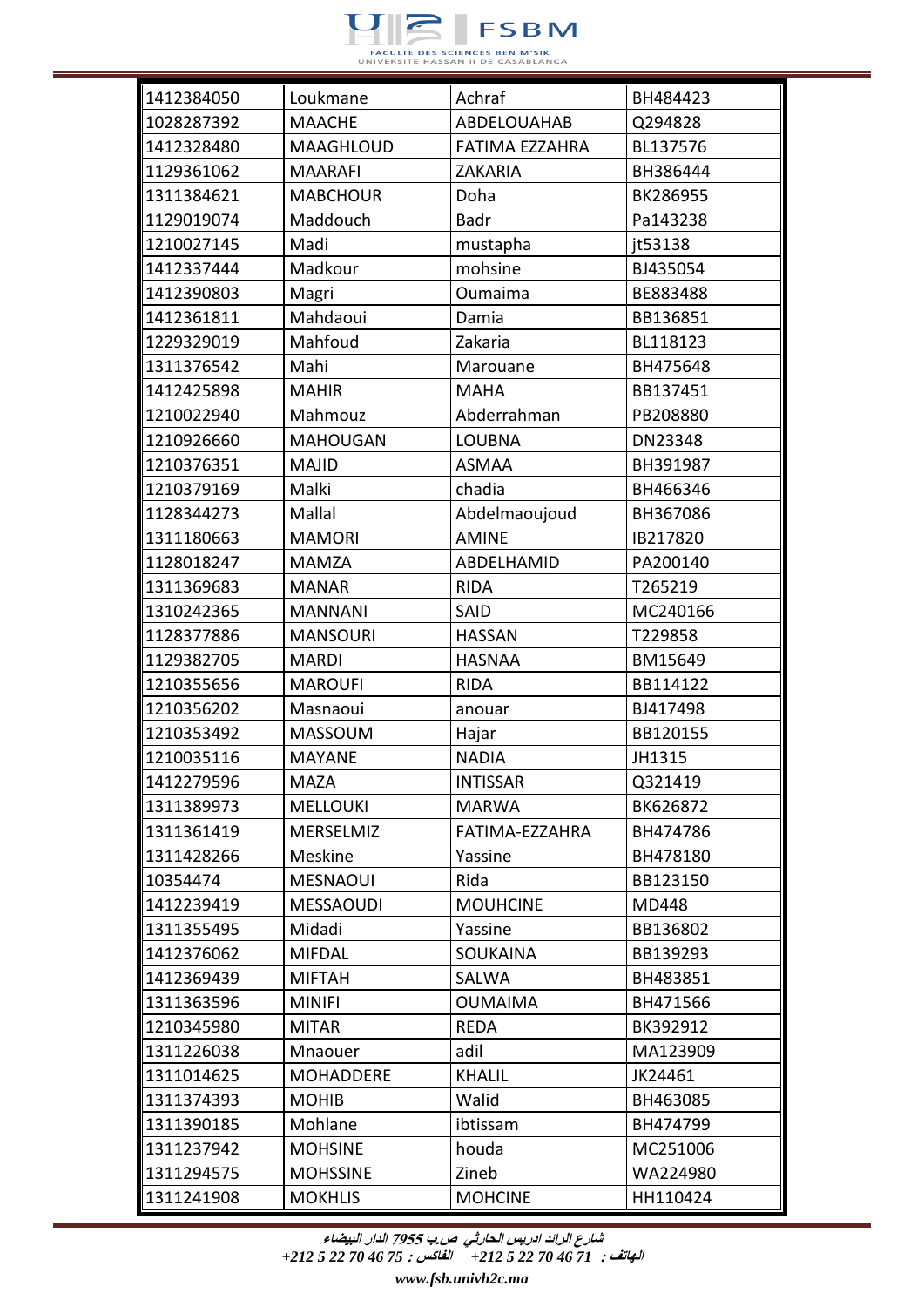| 1412384050 | Loukmane | Achraf | BH484423 |
|---|---|---|---|
| 1028287392 | MAACHE | ABDELOUAHAB | Q294828 |
| 1412328480 | MAAGHLOUD | FATIMA EZZAHRA | BL137576 |
| 1129361062 | MAARAFI | ZAKARIA | BH386444 |
| 1311384621 | MABCHOUR | Doha | BK286955 |
| 1129019074 | Maddouch | Badr | Pa143238 |
| 1210027145 | Madi | mustapha | jt53138 |
| 1412337444 | Madkour | mohsine | BJ435054 |
| 1412390803 | Magri | Oumaima | BE883488 |
| 1412361811 | Mahdaoui | Damia | BB136851 |
| 1229329019 | Mahfoud | Zakaria | BL118123 |
| 1311376542 | Mahi | Marouane | BH475648 |
| 1412425898 | MAHIR | MAHA | BB137451 |
| 1210022940 | Mahmouz | Abderrahman | PB208880 |
| 1210926660 | MAHOUGAN | LOUBNA | DN23348 |
| 1210376351 | MAJID | ASMAA | BH391987 |
| 1210379169 | Malki | chadia | BH466346 |
| 1128344273 | Mallal | Abdelmaoujoud | BH367086 |
| 1311180663 | MAMORI | AMINE | IB217820 |
| 1128018247 | MAMZA | ABDELHAMID | PA200140 |
| 1311369683 | MANAR | RIDA | T265219 |
| 1310242365 | MANNANI | SAID | MC240166 |
| 1128377886 | MANSOURI | HASSAN | T229858 |
| 1129382705 | MARDI | HASNAA | BM15649 |
| 1210355656 | MAROUFI | RIDA | BB114122 |
| 1210356202 | Masnaoui | anouar | BJ417498 |
| 1210353492 | MASSOUM | Hajar | BB120155 |
| 1210035116 | MAYANE | NADIA | JH1315 |
| 1412279596 | MAZA | INTISSAR | Q321419 |
| 1311389973 | MELLOUKI | MARWA | BK626872 |
| 1311361419 | MERSELMIZ | FATIMA-EZZAHRA | BH474786 |
| 1311428266 | Meskine | Yassine | BH478180 |
| 10354474 | MESNAOUI | Rida | BB123150 |
| 1412239419 | MESSAOUDI | MOUHCINE | MD448 |
| 1311355495 | Midadi | Yassine | BB136802 |
| 1412376062 | MIFDAL | SOUKAINA | BB139293 |
| 1412369439 | MIFTAH | SALWA | BH483851 |
| 1311363596 | MINIFI | OUMAIMA | BH471566 |
| 1210345980 | MITAR | REDA | BK392912 |
| 1311226038 | Mnaouer | adil | MA123909 |
| 1311014625 | MOHADDERE | KHALIL | JK24461 |
| 1311374393 | MOHIB | Walid | BH463085 |
| 1311390185 | Mohlane | ibtissam | BH474799 |
| 1311237942 | MOHSINE | houda | MC251006 |
| 1311294575 | MOHSSINE | Zineb | WA224980 |
| 1311241908 | MOKHLIS | MOHCINE | HH110424 |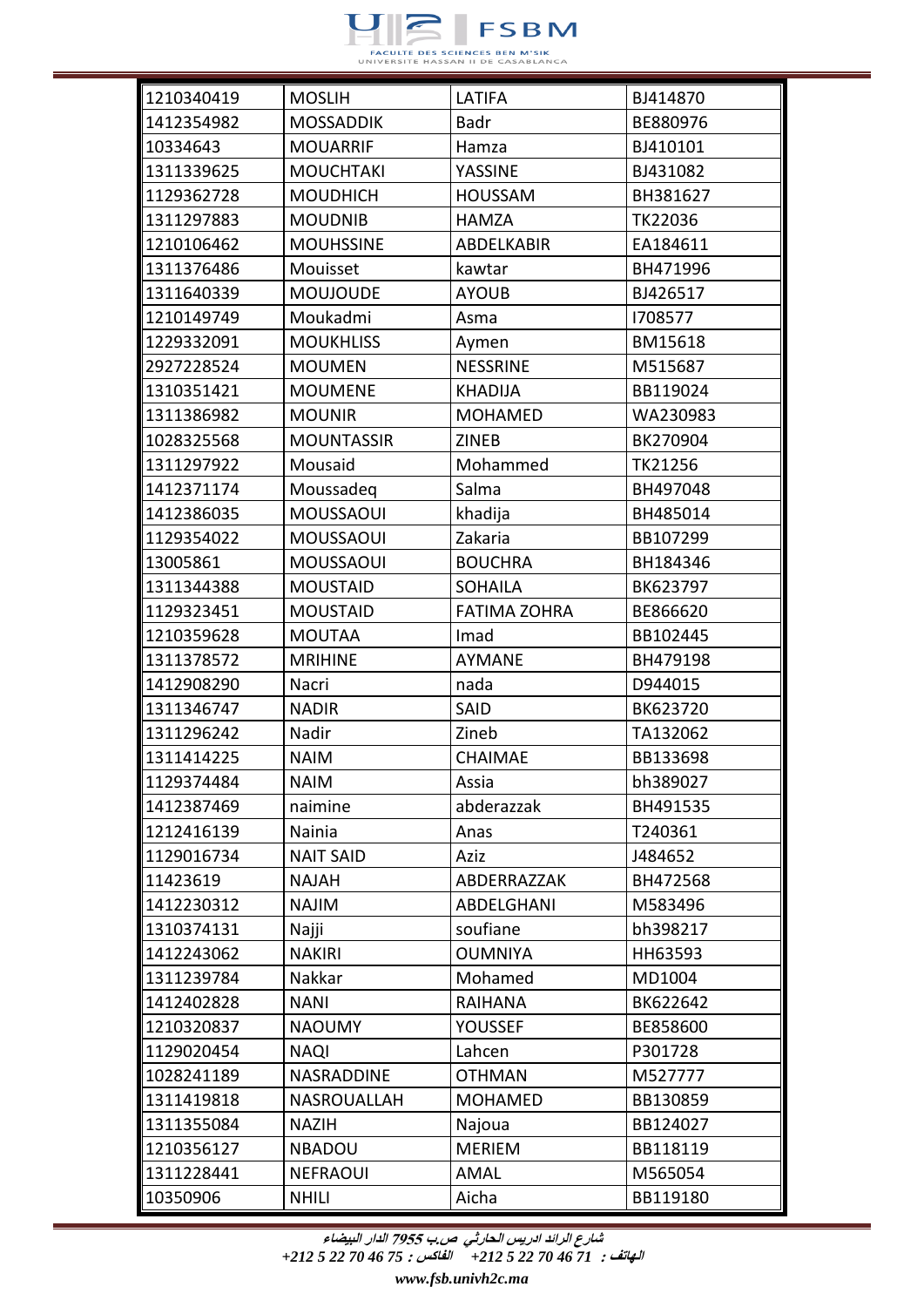| 1210340419 | MOSLIH | LATIFA | BJ414870 |
|---|---|---|---|
| 1412354982 | MOSSADDIK | Badr | BE880976 |
| 10334643 | MOUARRIF | Hamza | BJ410101 |
| 1311339625 | MOUCHTAKI | YASSINE | BJ431082 |
| 1129362728 | MOUDHICH | HOUSSAM | BH381627 |
| 1311297883 | MOUDNIB | HAMZA | TK22036 |
| 1210106462 | MOUHSSINE | ABDELKABIR | EA184611 |
| 1311376486 | Mouisset | kawtar | BH471996 |
| 1311640339 | MOUJOUDE | AYOUB | BJ426517 |
| 1210149749 | Moukadmi | Asma | I708577 |
| 1229332091 | MOUKHLISS | Aymen | BM15618 |
| 2927228524 | MOUMEN | NESSRINE | M515687 |
| 1310351421 | MOUMENE | KHADIJA | BB119024 |
| 1311386982 | MOUNIR | MOHAMED | WA230983 |
| 1028325568 | MOUNTASSIR | ZINEB | BK270904 |
| 1311297922 | Mousaid | Mohammed | TK21256 |
| 1412371174 | Moussadeq | Salma | BH497048 |
| 1412386035 | MOUSSAOUI | khadija | BH485014 |
| 1129354022 | MOUSSAOUI | Zakaria | BB107299 |
| 13005861 | MOUSSAOUI | BOUCHRA | BH184346 |
| 1311344388 | MOUSTAID | SOHAILA | BK623797 |
| 1129323451 | MOUSTAID | FATIMA ZOHRA | BE866620 |
| 1210359628 | MOUTAA | Imad | BB102445 |
| 1311378572 | MRIHINE | AYMANE | BH479198 |
| 1412908290 | Nacri | nada | D944015 |
| 1311346747 | NADIR | SAID | BK623720 |
| 1311296242 | Nadir | Zineb | TA132062 |
| 1311414225 | NAIM | CHAIMAE | BB133698 |
| 1129374484 | NAIM | Assia | bh389027 |
| 1412387469 | naimine | abderazzak | BH491535 |
| 1212416139 | Nainia | Anas | T240361 |
| 1129016734 | NAIT SAID | Aziz | J484652 |
| 11423619 | NAJAH | ABDERRAZZAK | BH472568 |
| 1412230312 | NAJIM | ABDELGHANI | M583496 |
| 1310374131 | Najji | soufiane | bh398217 |
| 1412243062 | NAKIRI | OUMNIYA | HH63593 |
| 1311239784 | Nakkar | Mohamed | MD1004 |
| 1412402828 | NANI | RAIHANA | BK622642 |
| 1210320837 | NAOUMY | YOUSSEF | BE858600 |
| 1129020454 | NAQI | Lahcen | P301728 |
| 1028241189 | NASRADDINE | OTHMAN | M527777 |
| 1311419818 | NASROUALLAH | MOHAMED | BB130859 |
| 1311355084 | NAZIH | Najoua | BB124027 |
| 1210356127 | NBADOU | MERIEM | BB118119 |
| 1311228441 | NEFRAOUI | AMAL | M565054 |
| 10350906 | NHILI | Aicha | BB119180 |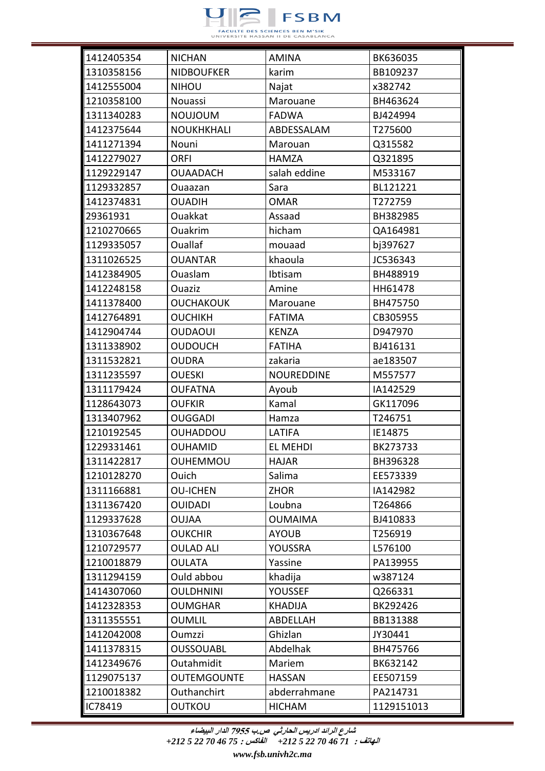| | | | |
|---|---|---|---|
| 1412405354 | NICHAN | AMINA | BK636035 |
| 1310358156 | NIDBOUFKER | karim | BB109237 |
| 1412555004 | NIHOU | Najat | x382742 |
| 1210358100 | Nouassi | Marouane | BH463624 |
| 1311340283 | NOUJOUM | FADWA | BJ424994 |
| 1412375644 | NOUKHKHALI | ABDESSALAM | T275600 |
| 1411271394 | Nouni | Marouan | Q315582 |
| 1412279027 | ORFI | HAMZA | Q321895 |
| 1129229147 | OUAADACH | salah eddine | M533167 |
| 1129332857 | Ouaazan | Sara | BL121221 |
| 1412374831 | OUADIH | OMAR | T272759 |
| 29361931 | Ouakkat | Assaad | BH382985 |
| 1210270665 | Ouakrim | hicham | QA164981 |
| 1129335057 | Ouallaf | mouaad | bj397627 |
| 1311026525 | OUANTAR | khaoula | JC536343 |
| 1412384905 | Ouaslam | Ibtisam | BH488919 |
| 1412248158 | Ouaziz | Amine | HH61478 |
| 1411378400 | OUCHAKOUK | Marouane | BH475750 |
| 1412764891 | OUCHIKH | FATIMA | CB305955 |
| 1412904744 | OUDAOUI | KENZA | D947970 |
| 1311338902 | OUDOUCH | FATIHA | BJ416131 |
| 1311532821 | OUDRA | zakaria | ae183507 |
| 1311235597 | OUESKI | NOUREDDINE | M557577 |
| 1311179424 | OUFATNA | Ayoub | IA142529 |
| 1128643073 | OUFKIR | Kamal | GK117096 |
| 1313407962 | OUGGADI | Hamza | T246751 |
| 1210192545 | OUHADDOU | LATIFA | IE14875 |
| 1229331461 | OUHAMID | EL MEHDI | BK273733 |
| 1311422817 | OUHEMMOU | HAJAR | BH396328 |
| 1210128270 | Ouich | Salima | EE573339 |
| 1311166881 | OU-ICHEN | ZHOR | IA142982 |
| 1311367420 | OUIDADI | Loubna | T264866 |
| 1129337628 | OUJAA | OUMAIMA | BJ410833 |
| 1310367648 | OUKCHIR | AYOUB | T256919 |
| 1210729577 | OULAD ALI | YOUSSRA | L576100 |
| 1210018879 | OULATA | Yassine | PA139955 |
| 1311294159 | Ould abbou | khadija | w387124 |
| 1414307060 | OULDHNINI | YOUSSEF | Q266331 |
| 1412328353 | OUMGHAR | KHADIJA | BK292426 |
| 1311355551 | OUMLIL | ABDELLAH | BB131388 |
| 1412042008 | Oumzzi | Ghizlan | JY30441 |
| 1411378315 | OUSSOUABL | Abdelhak | BH475766 |
| 1412349676 | Outahmidit | Mariem | BK632142 |
| 1129075137 | OUTEMGOUNTE | HASSAN | EE507159 |
| 1210018382 | Outhanchirt | abderrahmane | PA214731 |
| IC78419 | OUTKOU | HICHAM | 1129151013 |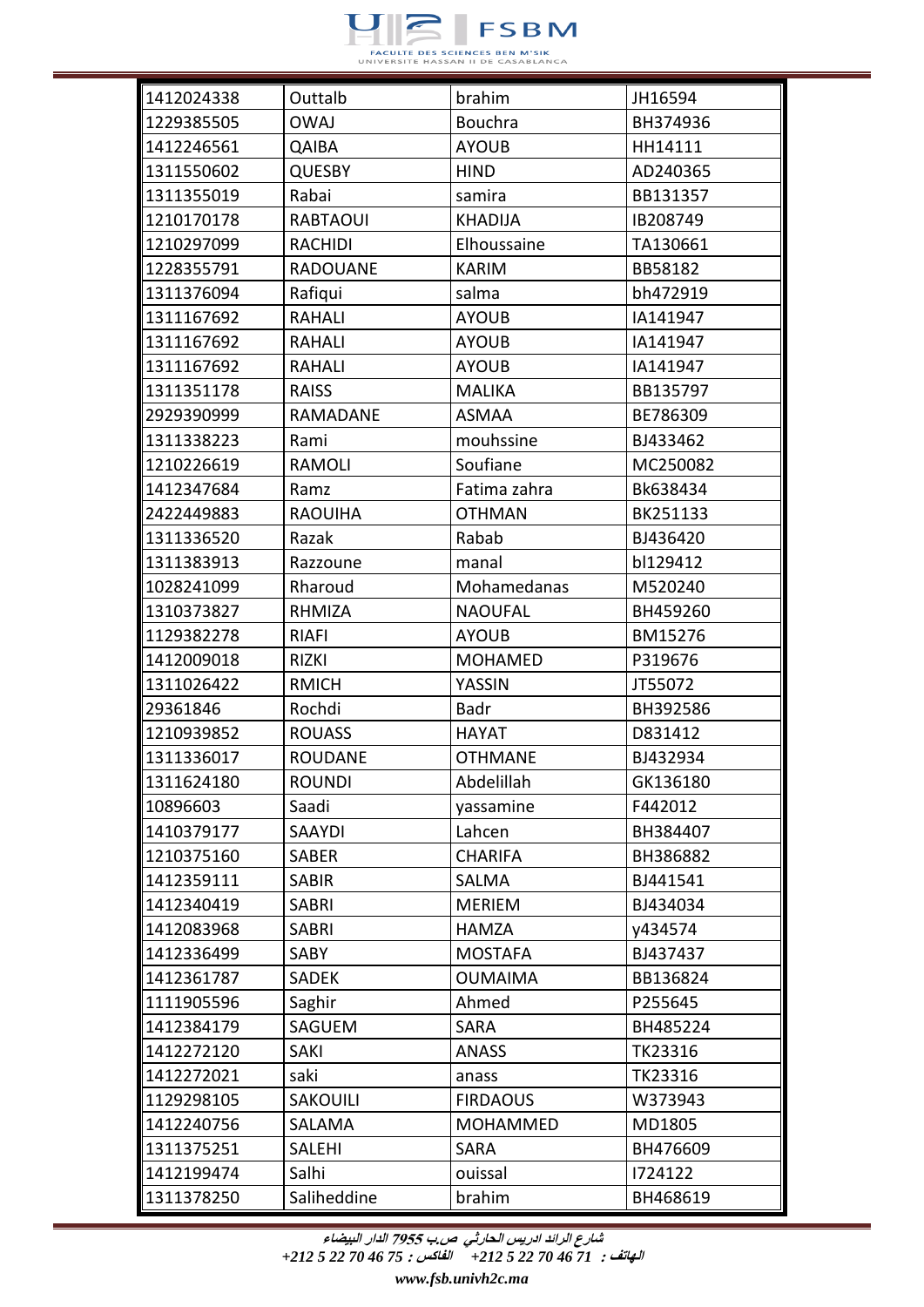| 1412024338 | Outtalb | brahim | JH16594 |
|---|---|---|---|
| 1229385505 | OWAJ | Bouchra | BH374936 |
| 1412246561 | QAIBA | AYOUB | HH14111 |
| 1311550602 | QUESBY | HIND | AD240365 |
| 1311355019 | Rabai | samira | BB131357 |
| 1210170178 | RABTAOUI | KHADIJA | IB208749 |
| 1210297099 | RACHIDI | Elhoussaine | TA130661 |
| 1228355791 | RADOUANE | KARIM | BB58182 |
| 1311376094 | Rafiqui | salma | bh472919 |
| 1311167692 | RAHALI | AYOUB | IA141947 |
| 1311167692 | RAHALI | AYOUB | IA141947 |
| 1311167692 | RAHALI | AYOUB | IA141947 |
| 1311351178 | RAISS | MALIKA | BB135797 |
| 2929390999 | RAMADANE | ASMAA | BE786309 |
| 1311338223 | Rami | mouhssine | BJ433462 |
| 1210226619 | RAMOLI | Soufiane | MC250082 |
| 1412347684 | Ramz | Fatima zahra | Bk638434 |
| 2422449883 | RAOUIHA | OTHMAN | BK251133 |
| 1311336520 | Razak | Rabab | BJ436420 |
| 1311383913 | Razzoune | manal | bl129412 |
| 1028241099 | Rharoud | Mohamedanas | M520240 |
| 1310373827 | RHMIZA | NAOUFAL | BH459260 |
| 1129382278 | RIAFI | AYOUB | BM15276 |
| 1412009018 | RIZKI | MOHAMED | P319676 |
| 1311026422 | RMICH | YASSIN | JT55072 |
| 29361846 | Rochdi | Badr | BH392586 |
| 1210939852 | ROUASS | HAYAT | D831412 |
| 1311336017 | ROUDANE | OTHMANE | BJ432934 |
| 1311624180 | ROUNDI | Abdelillah | GK136180 |
| 10896603 | Saadi | yassamine | F442012 |
| 1410379177 | SAAYDI | Lahcen | BH384407 |
| 1210375160 | SABER | CHARIFA | BH386882 |
| 1412359111 | SABIR | SALMA | BJ441541 |
| 1412340419 | SABRI | MERIEM | BJ434034 |
| 1412083968 | SABRI | HAMZA | y434574 |
| 1412336499 | SABY | MOSTAFA | BJ437437 |
| 1412361787 | SADEK | OUMAIMA | BB136824 |
| 1111905596 | Saghir | Ahmed | P255645 |
| 1412384179 | SAGUEM | SARA | BH485224 |
| 1412272120 | SAKI | ANASS | TK23316 |
| 1412272021 | saki | anass | TK23316 |
| 1129298105 | SAKOUILI | FIRDAOUS | W373943 |
| 1412240756 | SALAMA | MOHAMMED | MD1805 |
| 1311375251 | SALEHI | SARA | BH476609 |
| 1412199474 | Salhi | ouissal | I724122 |
| 1311378250 | Saliheddine | brahim | BH468619 |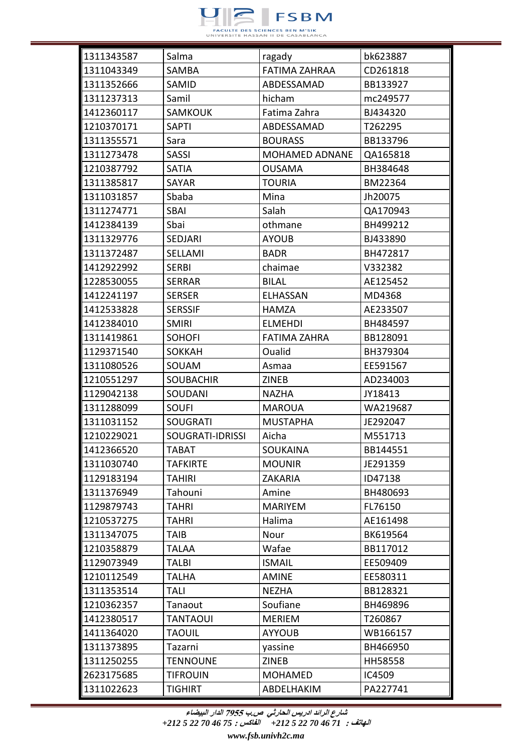| 1311343587 | Salma | ragady | bk623887 |
|---|---|---|---|
| 1311043349 | SAMBA | FATIMA ZAHRAA | CD261818 |
| 1311352666 | SAMID | ABDESSAMAD | BB133927 |
| 1311237313 | Samil | hicham | mc249577 |
| 1412360117 | SAMKOUK | Fatima Zahra | BJ434320 |
| 1210370171 | SAPTI | ABDESSAMAD | T262295 |
| 1311355571 | Sara | BOURASS | BB133796 |
| 1311273478 | SASSI | MOHAMED ADNANE | QA165818 |
| 1210387792 | SATIA | OUSAMA | BH384648 |
| 1311385817 | SAYAR | TOURIA | BM22364 |
| 1311031857 | Sbaba | Mina | Jh20075 |
| 1311274771 | SBAI | Salah | QA170943 |
| 1412384139 | Sbai | othmane | BH499212 |
| 1311329776 | SEDJARI | AYOUB | BJ433890 |
| 1311372487 | SELLAMI | BADR | BH472817 |
| 1412922992 | SERBI | chaimae | V332382 |
| 1228530055 | SERRAR | BILAL | AE125452 |
| 1412241197 | SERSER | ELHASSAN | MD4368 |
| 1412533828 | SERSSIF | HAMZA | AE233507 |
| 1412384010 | SMIRI | ELMEHDI | BH484597 |
| 1311419861 | SOHOFI | FATIMA ZAHRA | BB128091 |
| 1129371540 | SOKKAH | Oualid | BH379304 |
| 1311080526 | SOUAM | Asmaa | EE591567 |
| 1210551297 | SOUBACHIR | ZINEB | AD234003 |
| 1129042138 | SOUDANI | NAZHA | JY18413 |
| 1311288099 | SOUFI | MAROUA | WA219687 |
| 1311031152 | SOUGRATI | MUSTAPHA | JE292047 |
| 1210229021 | SOUGRATI-IDRISSI | Aicha | M551713 |
| 1412366520 | TABAT | SOUKAINA | BB144551 |
| 1311030740 | TAFKIRTE | MOUNIR | JE291359 |
| 1129183194 | TAHIRI | ZAKARIA | ID47138 |
| 1311376949 | Tahouni | Amine | BH480693 |
| 1129879743 | TAHRI | MARIYEM | FL76150 |
| 1210537275 | TAHRI | Halima | AE161498 |
| 1311347075 | TAIB | Nour | BK619564 |
| 1210358879 | TALAA | Wafae | BB117012 |
| 1129073949 | TALBI | ISMAIL | EE509409 |
| 1210112549 | TALHA | AMINE | EE580311 |
| 1311353514 | TALI | NEZHA | BB128321 |
| 1210362357 | Tanaout | Soufiane | BH469896 |
| 1412380517 | TANTAOUI | MERIEM | T260867 |
| 1411364020 | TAOUIL | AYYOUB | WB166157 |
| 1311373895 | Tazarni | yassine | BH466950 |
| 1311250255 | TENNOUNE | ZINEB | HH58558 |
| 2623175685 | TIFROUIN | MOHAMED | IC4509 |
| 1311022623 | TIGHIRT | ABDELHAKIM | PA227741 |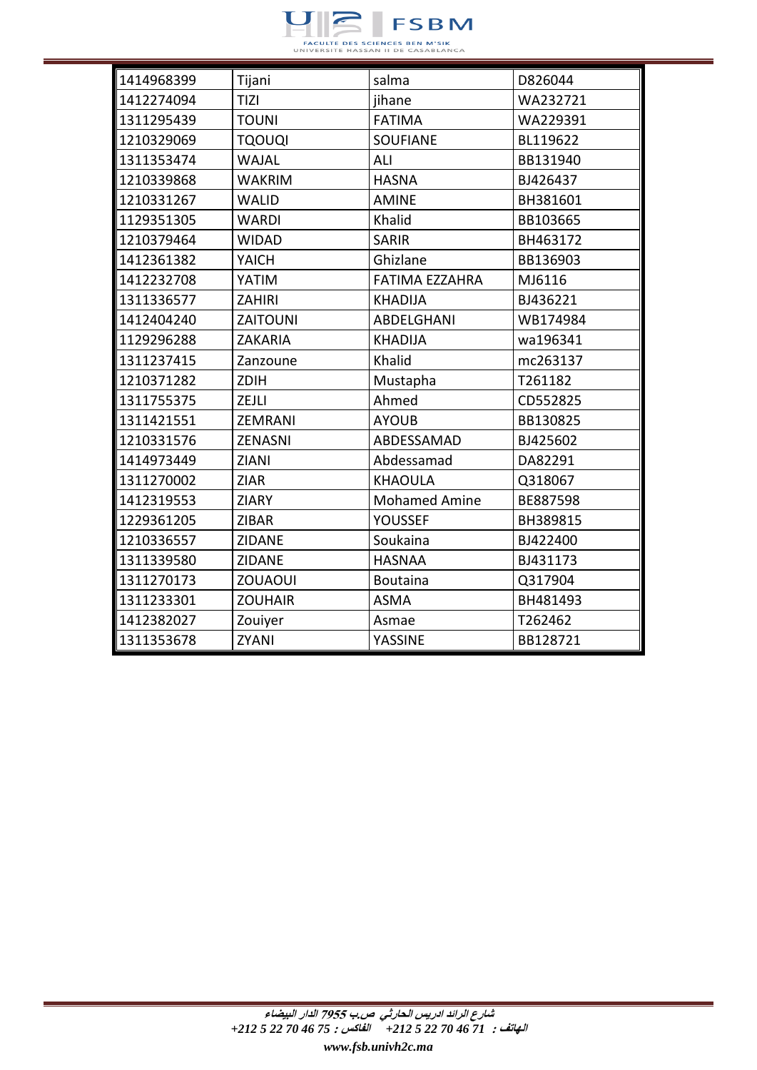| | | | |
|---|---|---|---|
| 1414968399 | Tijani | salma | D826044 |
| 1412274094 | TIZI | jihane | WA232721 |
| 1311295439 | TOUNI | FATIMA | WA229391 |
| 1210329069 | TQOUQI | SOUFIANE | BL119622 |
| 1311353474 | WAJAL | ALI | BB131940 |
| 1210339868 | WAKRIM | HASNA | BJ426437 |
| 1210331267 | WALID | AMINE | BH381601 |
| 1129351305 | WARDI | Khalid | BB103665 |
| 1210379464 | WIDAD | SARIR | BH463172 |
| 1412361382 | YAICH | Ghizlane | BB136903 |
| 1412232708 | YATIM | FATIMA EZZAHRA | MJ6116 |
| 1311336577 | ZAHIRI | KHADIJA | BJ436221 |
| 1412404240 | ZAITOUNI | ABDELGHANI | WB174984 |
| 1129296288 | ZAKARIA | KHADIJA | wa196341 |
| 1311237415 | Zanzoune | Khalid | mc263137 |
| 1210371282 | ZDIH | Mustapha | T261182 |
| 1311755375 | ZEJLI | Ahmed | CD552825 |
| 1311421551 | ZEMRANI | AYOUB | BB130825 |
| 1210331576 | ZENASNI | ABDESSAMAD | BJ425602 |
| 1414973449 | ZIANI | Abdessamad | DA82291 |
| 1311270002 | ZIAR | KHAOULA | Q318067 |
| 1412319553 | ZIARY | Mohamed Amine | BE887598 |
| 1229361205 | ZIBAR | YOUSSEF | BH389815 |
| 1210336557 | ZIDANE | Soukaina | BJ422400 |
| 1311339580 | ZIDANE | HASNAA | BJ431173 |
| 1311270173 | ZOUAOUI | Boutaina | Q317904 |
| 1311233301 | ZOUHAIR | ASMA | BH481493 |
| 1412382027 | Zouiyer | Asmae | T262462 |
| 1311353678 | ZYANI | YASSINE | BB128721 |